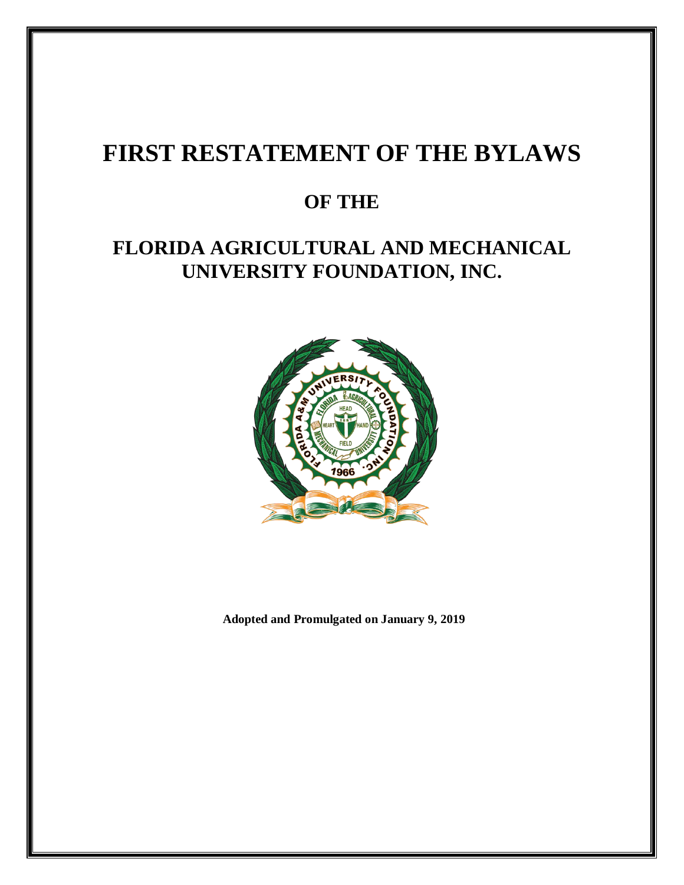# FIRST RESTATEMENT OF THE BYLAWS

## OF THE

## FLORIDA AGRICULTURAL AND MECHANICAL UNIVERSITY FOUNDATION, INC.

**Adopted and Promulgated on January 9, 2019**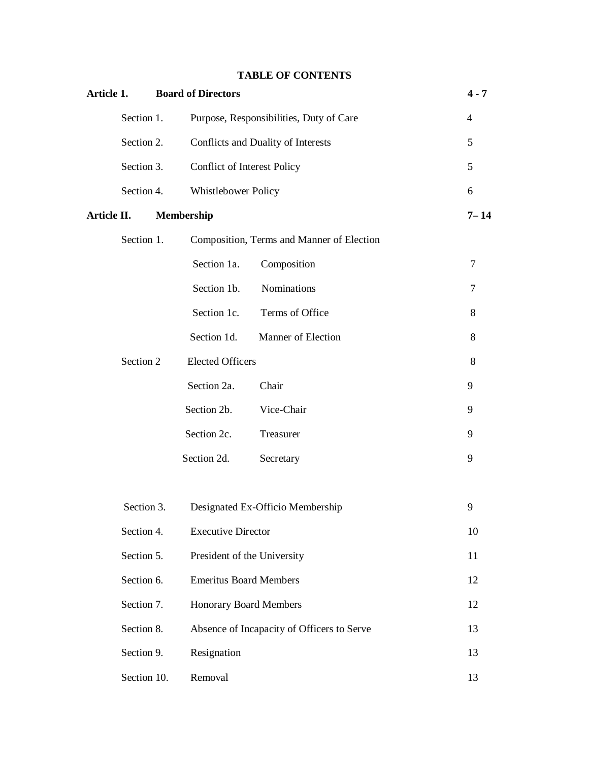**TABLE OF CONTENTS**

| | | | |
|---|---|---|---|
| **Article 1.** | **Board of Directors** | | **4 - 7** |
| Section 1. | Purpose, Responsibilities, Duty of Care | | 4 |
| Section 2. | Conflicts and Duality of Interests | | 5 |
| Section 3. | Conflict of Interest Policy | | 5 |
| Section 4. | Whistlebower Policy | | 6 |
| **Article II.** | **Membership** | | **7– 14** |
| Section 1. | Composition, Terms and Manner of Election | | |
| | Section 1a. | Composition | 7 |
| | Section 1b. | Nominations | 7 |
| | Section 1c. | Terms of Office | 8 |
| | Section 1d. | Manner of Election | 8 |
| Section 2 | Elected Officers | | 8 |
| | Section 2a. | Chair | 9 |
| | Section 2b. | Vice-Chair | 9 |
| | Section 2c. | Treasurer | 9 |
| | Section 2d. | Secretary | 9 |
| Section 3. | Designated Ex-Officio Membership | | 9 |
| Section 4. | Executive Director | | 10 |
| Section 5. | President of the University | | 11 |
| Section 6. | Emeritus Board Members | | 12 |
| Section 7. | Honorary Board Members | | 12 |
| Section 8. | Absence of Incapacity of Officers to Serve | | 13 |
| Section 9. | Resignation | | 13 |
| Section 10. | Removal | | 13 |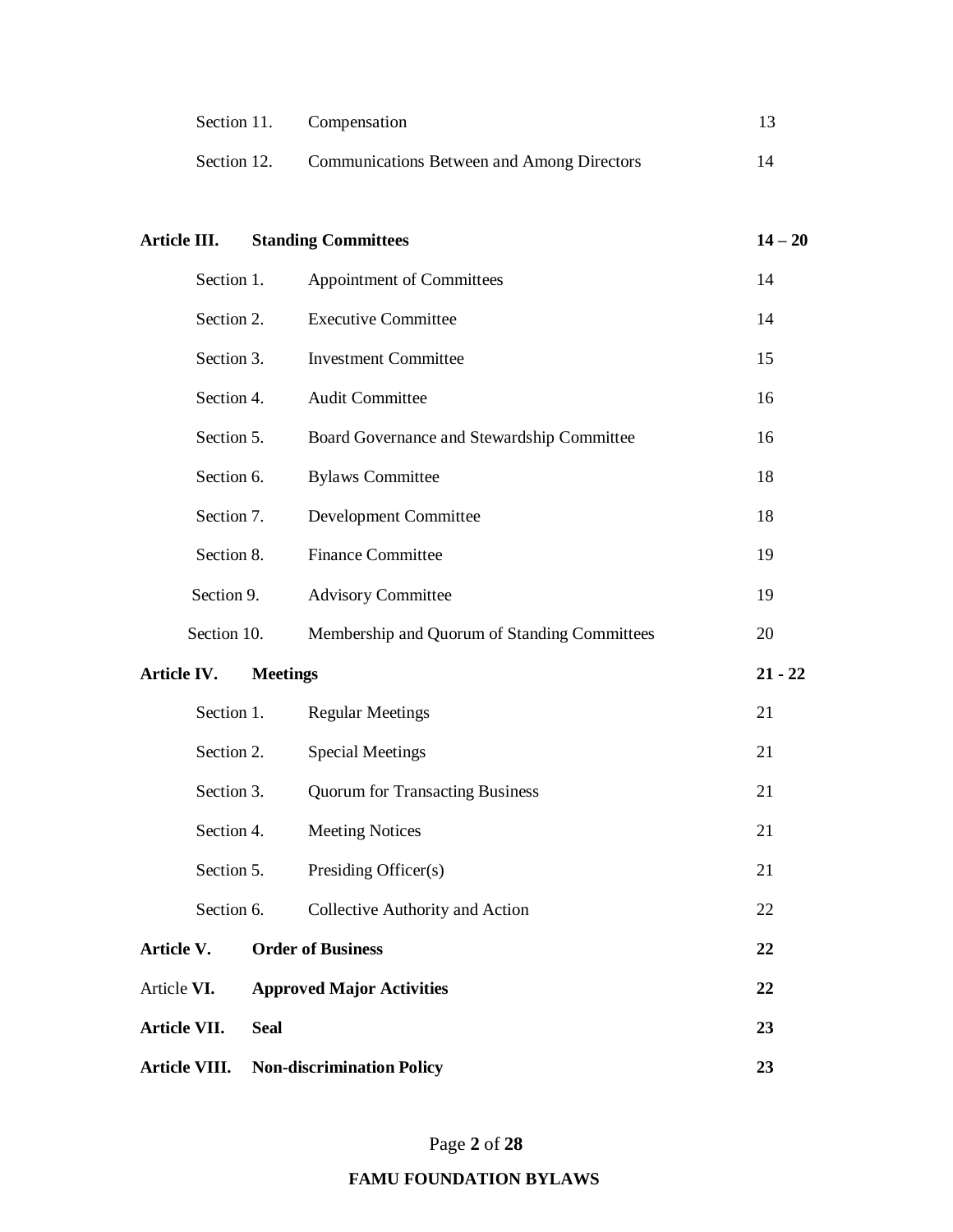| | | |
|---|---|---|
| Section 11. | Compensation | 13 |
| Section 12. | Communications Between and Among Directors | 14 |
| **Article III.** | **Standing Committees** | **14 – 20** |
| Section 1. | Appointment of Committees | 14 |
| Section 2. | Executive Committee | 14 |
| Section 3. | Investment Committee | 15 |
| Section 4. | Audit Committee | 16 |
| Section 5. | Board Governance and Stewardship Committee | 16 |
| Section 6. | Bylaws Committee | 18 |
| Section 7. | Development Committee | 18 |
| Section 8. | Finance Committee | 19 |
| Section 9. | Advisory Committee | 19 |
| Section 10. | Membership and Quorum of Standing Committees | 20 |
| **Article IV.** | **Meetings** | **21 - 22** |
| Section 1. | Regular Meetings | 21 |
| Section 2. | Special Meetings | 21 |
| Section 3. | Quorum for Transacting Business | 21 |
| Section 4. | Meeting Notices | 21 |
| Section 5. | Presiding Officer(s) | 21 |
| Section 6. | Collective Authority and Action | 22 |
| **Article V.** | **Order of Business** | **22** |
| Article **VI.** | **Approved Major Activities** | **22** |
| **Article VII.** | **Seal** | **23** |
| **Article VIII.** | **Non-discrimination Policy** | **23** |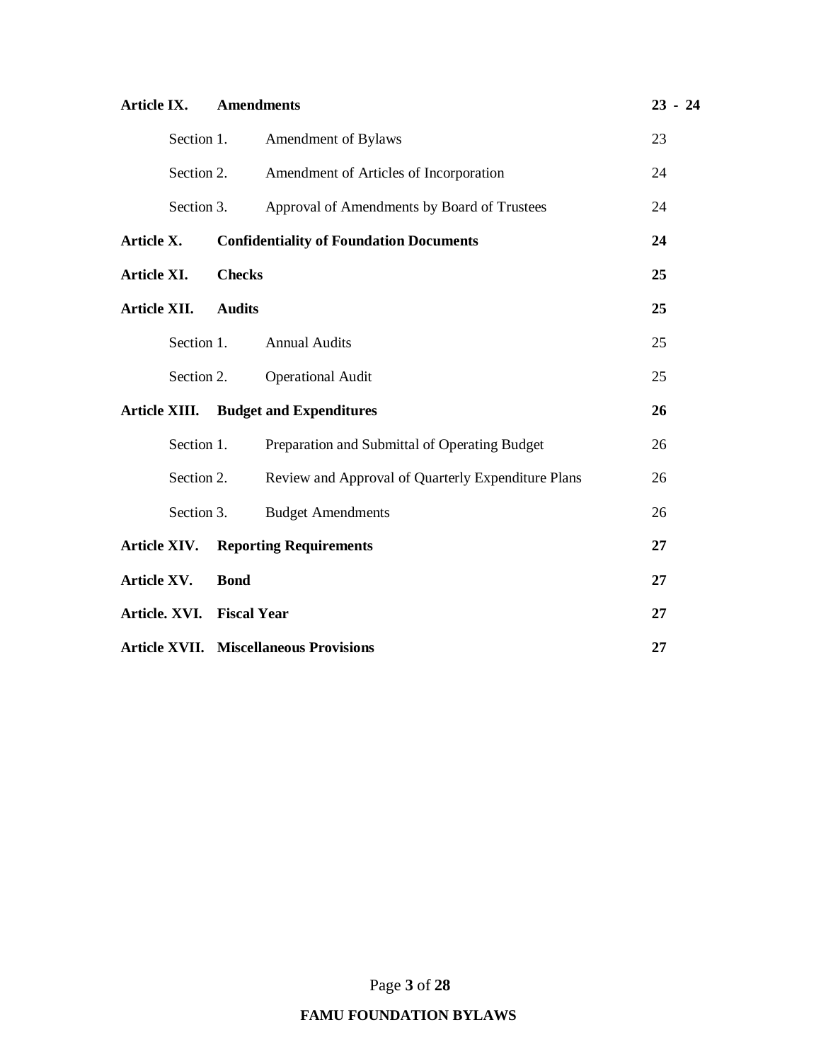| | | | |
|---|---|---|---|
| **Article IX.** | **Amendments** | | **23 - 24** |
| | Section 1. | Amendment of Bylaws | 23 |
| | Section 2. | Amendment of Articles of Incorporation | 24 |
| | Section 3. | Approval of Amendments by Board of Trustees | 24 |
| **Article X.** | **Confidentiality of Foundation Documents** | | **24** |
| **Article XI.** | **Checks** | | **25** |
| **Article XII.** | **Audits** | | **25** |
| | Section 1. | Annual Audits | 25 |
| | Section 2. | Operational Audit | 25 |
| **Article XIII.** | **Budget and Expenditures** | | **26** |
| | Section 1. | Preparation and Submittal of Operating Budget | 26 |
| | Section 2. | Review and Approval of Quarterly Expenditure Plans | 26 |
| | Section 3. | Budget Amendments | 26 |
| **Article XIV.** | **Reporting Requirements** | | **27** |
| **Article XV.** | **Bond** | | **27** |
| **Article. XVI.** | **Fiscal Year** | | **27** |
| **Article XVII.** | **Miscellaneous Provisions** | | **27** |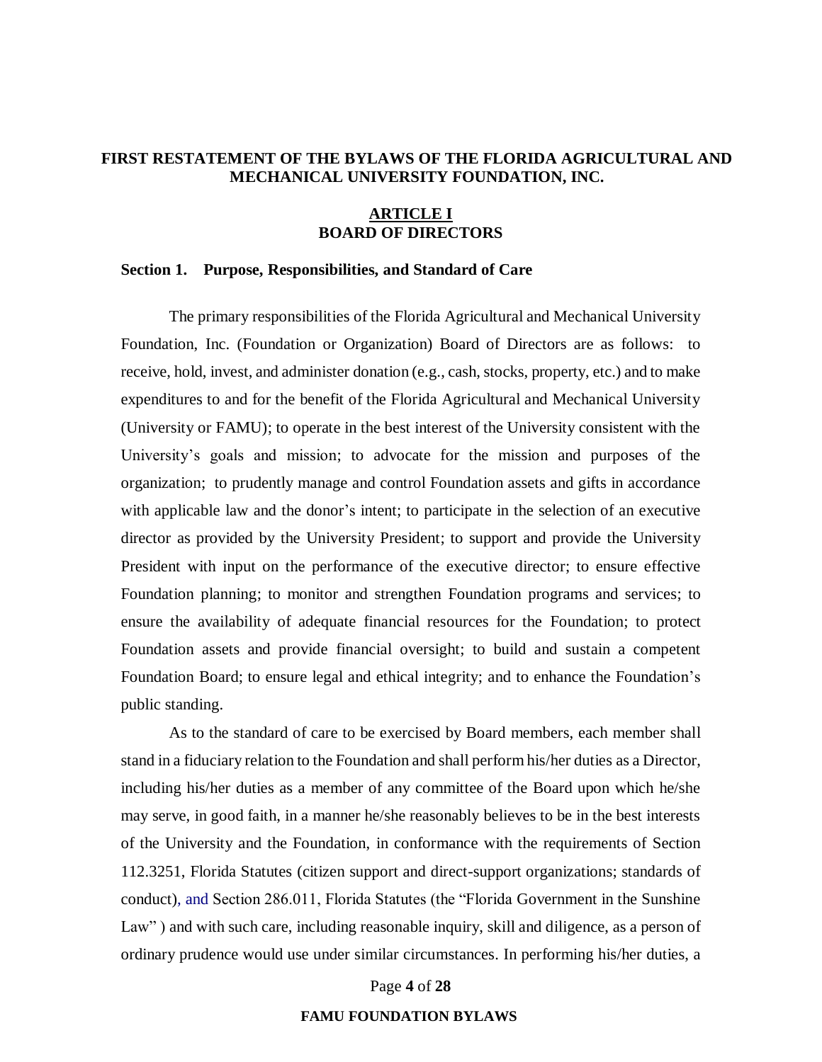# FIRST RESTATEMENT OF THE BYLAWS OF THE FLORIDA AGRICULTURAL AND MECHANICAL UNIVERSITY FOUNDATION, INC.

## ARTICLE I
## BOARD OF DIRECTORS

### Section 1. Purpose, Responsibilities, and Standard of Care

The primary responsibilities of the Florida Agricultural and Mechanical University Foundation, Inc. (Foundation or Organization) Board of Directors are as follows: to receive, hold, invest, and administer donation (e.g., cash, stocks, property, etc.) and to make expenditures to and for the benefit of the Florida Agricultural and Mechanical University (University or FAMU); to operate in the best interest of the University consistent with the University's goals and mission; to advocate for the mission and purposes of the organization; to prudently manage and control Foundation assets and gifts in accordance with applicable law and the donor's intent; to participate in the selection of an executive director as provided by the University President; to support and provide the University President with input on the performance of the executive director; to ensure effective Foundation planning; to monitor and strengthen Foundation programs and services; to ensure the availability of adequate financial resources for the Foundation; to protect Foundation assets and provide financial oversight; to build and sustain a competent Foundation Board; to ensure legal and ethical integrity; and to enhance the Foundation's public standing.

As to the standard of care to be exercised by Board members, each member shall stand in a fiduciary relation to the Foundation and shall perform his/her duties as a Director, including his/her duties as a member of any committee of the Board upon which he/she may serve, in good faith, in a manner he/she reasonably believes to be in the best interests of the University and the Foundation, in conformance with the requirements of Section 112.3251, Florida Statutes (citizen support and direct-support organizations; standards of conduct), and Section 286.011, Florida Statutes (the "Florida Government in the Sunshine Law" ) and with such care, including reasonable inquiry, skill and diligence, as a person of ordinary prudence would use under similar circumstances. In performing his/her duties, a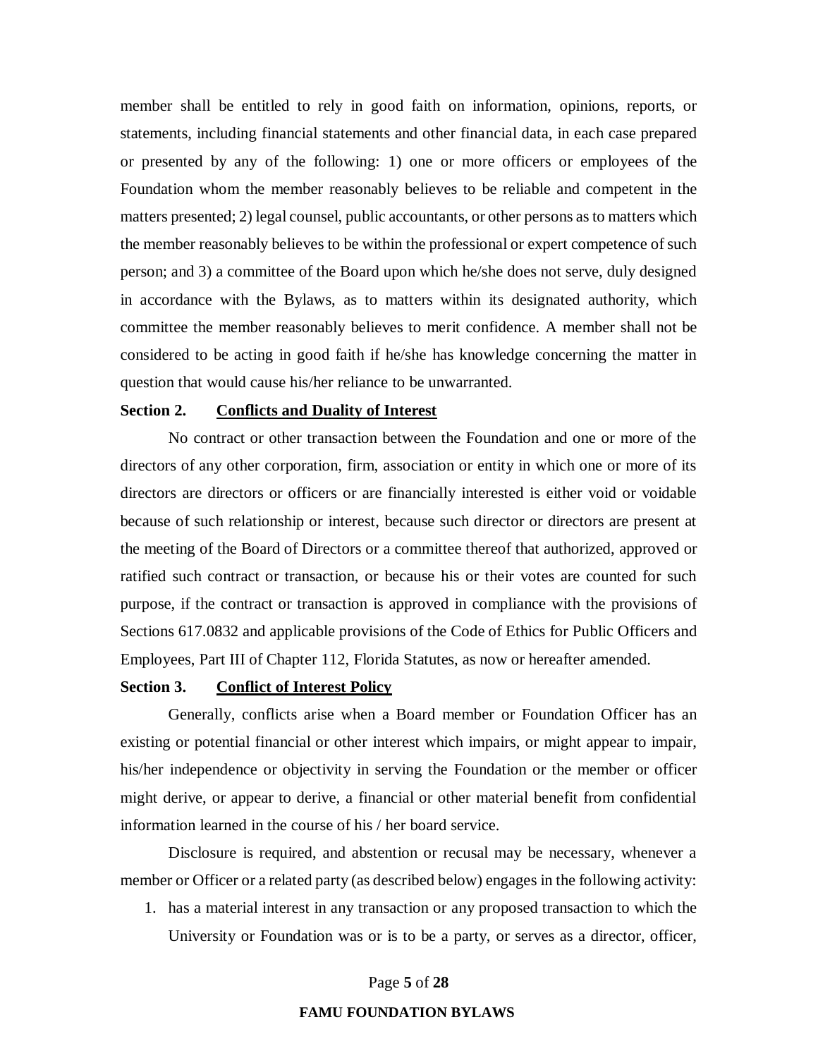member shall be entitled to rely in good faith on information, opinions, reports, or statements, including financial statements and other financial data, in each case prepared or presented by any of the following: 1) one or more officers or employees of the Foundation whom the member reasonably believes to be reliable and competent in the matters presented; 2) legal counsel, public accountants, or other persons as to matters which the member reasonably believes to be within the professional or expert competence of such person; and 3) a committee of the Board upon which he/she does not serve, duly designed in accordance with the Bylaws, as to matters within its designated authority, which committee the member reasonably believes to merit confidence. A member shall not be considered to be acting in good faith if he/she has knowledge concerning the matter in question that would cause his/her reliance to be unwarranted.

**Section 2.** **Conflicts and Duality of Interest**

No contract or other transaction between the Foundation and one or more of the directors of any other corporation, firm, association or entity in which one or more of its directors are directors or officers or are financially interested is either void or voidable because of such relationship or interest, because such director or directors are present at the meeting of the Board of Directors or a committee thereof that authorized, approved or ratified such contract or transaction, or because his or their votes are counted for such purpose, if the contract or transaction is approved in compliance with the provisions of Sections 617.0832 and applicable provisions of the Code of Ethics for Public Officers and Employees, Part III of Chapter 112, Florida Statutes, as now or hereafter amended.

**Section 3.** **Conflict of Interest Policy**

Generally, conflicts arise when a Board member or Foundation Officer has an existing or potential financial or other interest which impairs, or might appear to impair, his/her independence or objectivity in serving the Foundation or the member or officer might derive, or appear to derive, a financial or other material benefit from confidential information learned in the course of his / her board service.

Disclosure is required, and abstention or recusal may be necessary, whenever a member or Officer or a related party (as described below) engages in the following activity:

1. has a material interest in any transaction or any proposed transaction to which the University or Foundation was or is to be a party, or serves as a director, officer,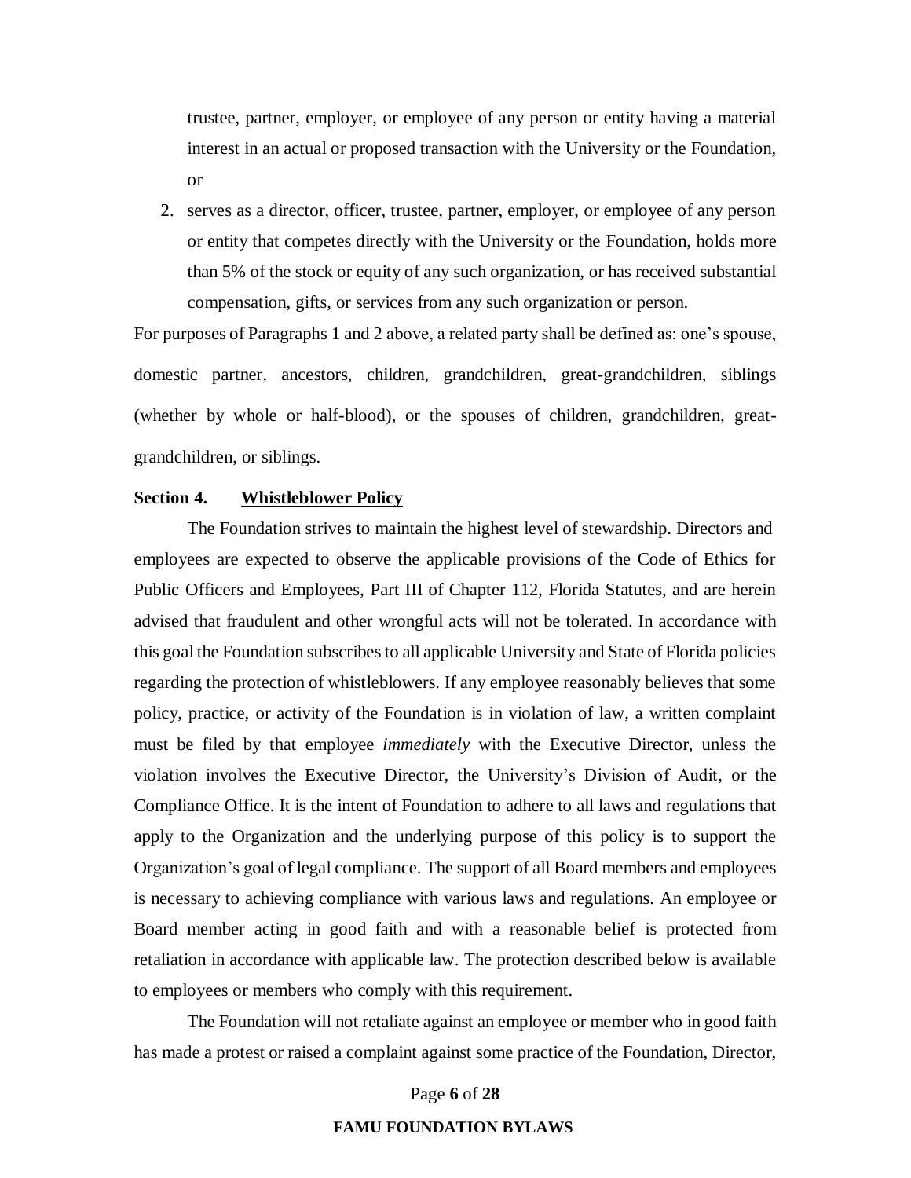trustee, partner, employer, or employee of any person or entity having a material interest in an actual or proposed transaction with the University or the Foundation, or

2. serves as a director, officer, trustee, partner, employer, or employee of any person or entity that competes directly with the University or the Foundation, holds more than 5% of the stock or equity of any such organization, or has received substantial compensation, gifts, or services from any such organization or person.

For purposes of Paragraphs 1 and 2 above, a related party shall be defined as: one's spouse, domestic partner, ancestors, children, grandchildren, great-grandchildren, siblings (whether by whole or half-blood), or the spouses of children, grandchildren, great-grandchildren, or siblings.

**Section 4. Whistleblower Policy**

The Foundation strives to maintain the highest level of stewardship. Directors and employees are expected to observe the applicable provisions of the Code of Ethics for Public Officers and Employees, Part III of Chapter 112, Florida Statutes, and are herein advised that fraudulent and other wrongful acts will not be tolerated. In accordance with this goal the Foundation subscribes to all applicable University and State of Florida policies regarding the protection of whistleblowers. If any employee reasonably believes that some policy, practice, or activity of the Foundation is in violation of law, a written complaint must be filed by that employee *immediately* with the Executive Director, unless the violation involves the Executive Director, the University's Division of Audit, or the Compliance Office. It is the intent of Foundation to adhere to all laws and regulations that apply to the Organization and the underlying purpose of this policy is to support the Organization's goal of legal compliance. The support of all Board members and employees is necessary to achieving compliance with various laws and regulations. An employee or Board member acting in good faith and with a reasonable belief is protected from retaliation in accordance with applicable law. The protection described below is available to employees or members who comply with this requirement.

The Foundation will not retaliate against an employee or member who in good faith has made a protest or raised a complaint against some practice of the Foundation, Director,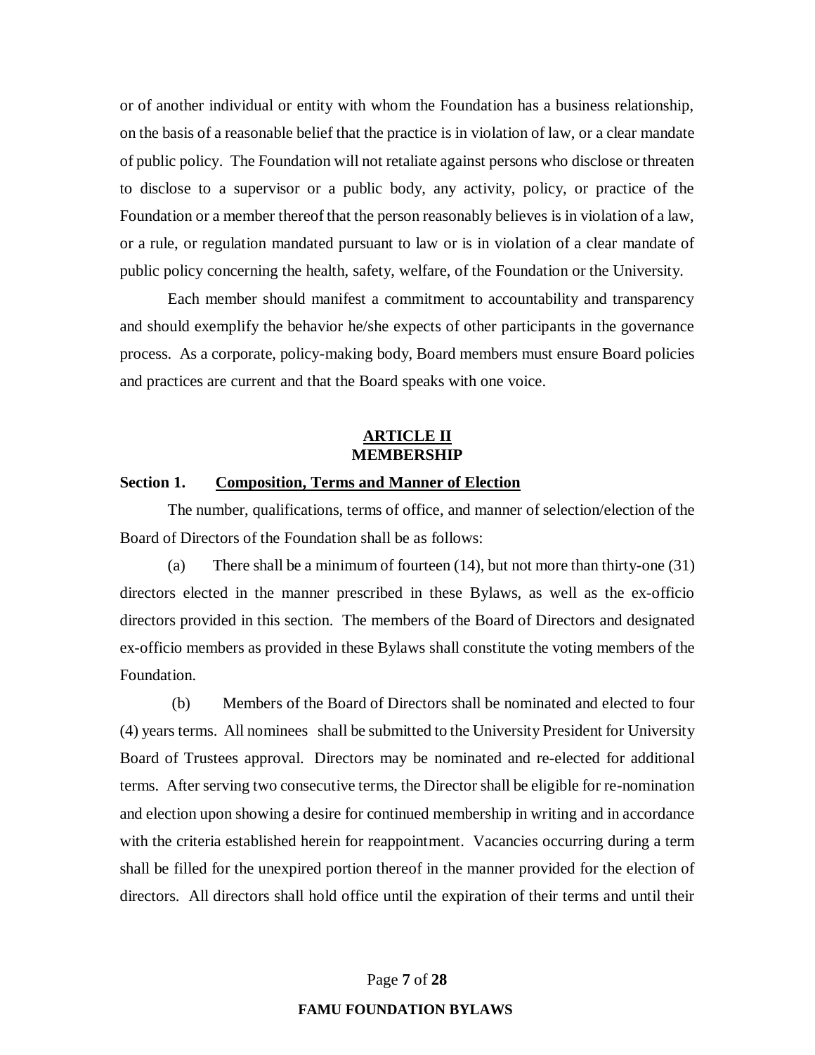or of another individual or entity with whom the Foundation has a business relationship, on the basis of a reasonable belief that the practice is in violation of law, or a clear mandate of public policy. The Foundation will not retaliate against persons who disclose or threaten to disclose to a supervisor or a public body, any activity, policy, or practice of the Foundation or a member thereof that the person reasonably believes is in violation of a law, or a rule, or regulation mandated pursuant to law or is in violation of a clear mandate of public policy concerning the health, safety, welfare, of the Foundation or the University.

Each member should manifest a commitment to accountability and transparency and should exemplify the behavior he/she expects of other participants in the governance process. As a corporate, policy-making body, Board members must ensure Board policies and practices are current and that the Board speaks with one voice.

## ARTICLE II
## MEMBERSHIP

**Section 1. Composition, Terms and Manner of Election**

The number, qualifications, terms of office, and manner of selection/election of the Board of Directors of the Foundation shall be as follows:

(a) There shall be a minimum of fourteen (14), but not more than thirty-one (31) directors elected in the manner prescribed in these Bylaws, as well as the ex-officio directors provided in this section. The members of the Board of Directors and designated ex-officio members as provided in these Bylaws shall constitute the voting members of the Foundation.

(b) Members of the Board of Directors shall be nominated and elected to four (4) years terms. All nominees shall be submitted to the University President for University Board of Trustees approval. Directors may be nominated and re-elected for additional terms. After serving two consecutive terms, the Director shall be eligible for re-nomination and election upon showing a desire for continued membership in writing and in accordance with the criteria established herein for reappointment. Vacancies occurring during a term shall be filled for the unexpired portion thereof in the manner provided for the election of directors. All directors shall hold office until the expiration of their terms and until their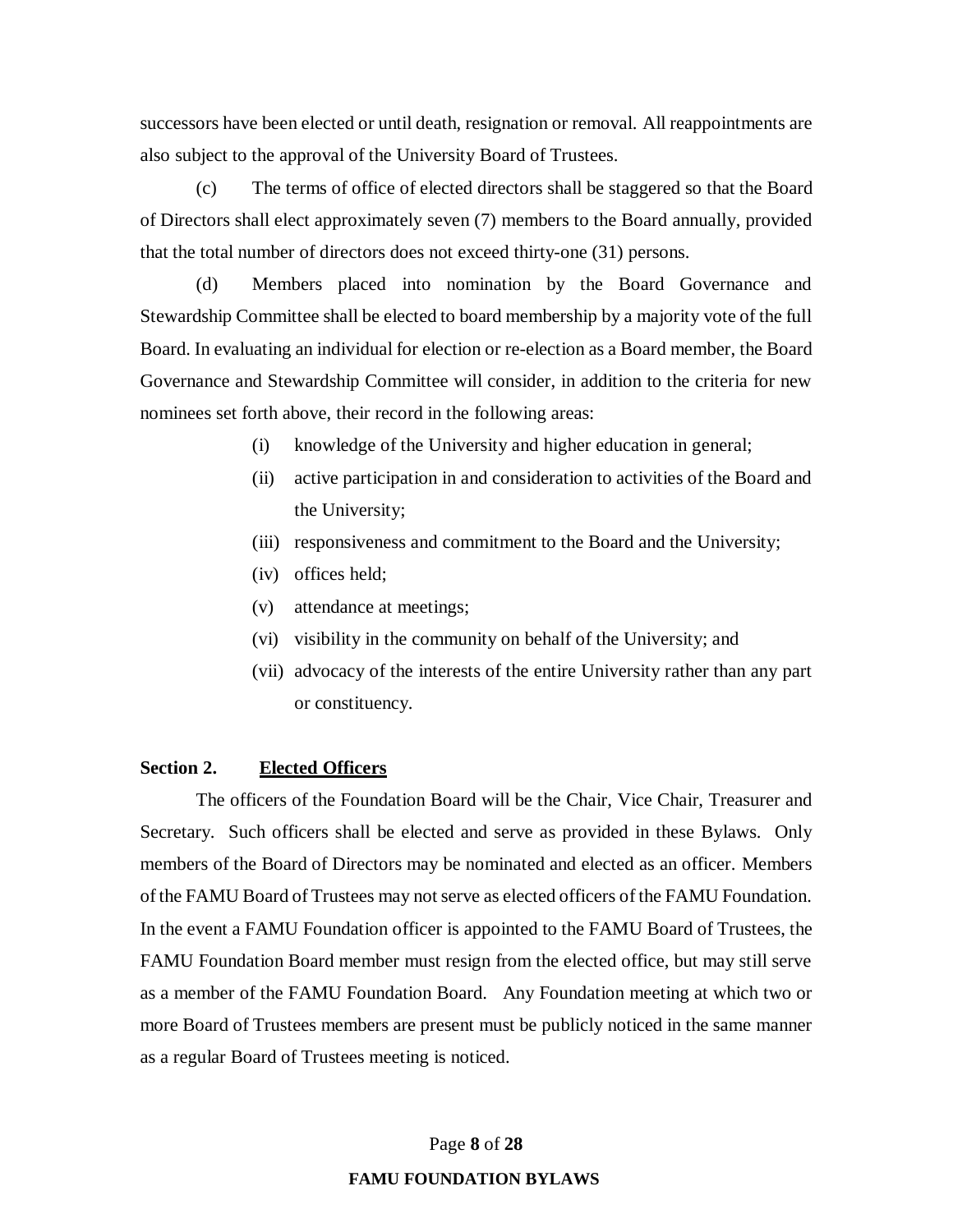successors have been elected or until death, resignation or removal. All reappointments are also subject to the approval of the University Board of Trustees.

(c) The terms of office of elected directors shall be staggered so that the Board of Directors shall elect approximately seven (7) members to the Board annually, provided that the total number of directors does not exceed thirty-one (31) persons.

(d) Members placed into nomination by the Board Governance and Stewardship Committee shall be elected to board membership by a majority vote of the full Board. In evaluating an individual for election or re-election as a Board member, the Board Governance and Stewardship Committee will consider, in addition to the criteria for new nominees set forth above, their record in the following areas:

- (i) knowledge of the University and higher education in general;
- (ii) active participation in and consideration to activities of the Board and the University;
- (iii) responsiveness and commitment to the Board and the University;
- (iv) offices held;
- (v) attendance at meetings;
- (vi) visibility in the community on behalf of the University; and
- (vii) advocacy of the interests of the entire University rather than any part or constituency.

**Section 2. <u>Elected Officers</u>**

The officers of the Foundation Board will be the Chair, Vice Chair, Treasurer and Secretary. Such officers shall be elected and serve as provided in these Bylaws. Only members of the Board of Directors may be nominated and elected as an officer. Members of the FAMU Board of Trustees may not serve as elected officers of the FAMU Foundation. In the event a FAMU Foundation officer is appointed to the FAMU Board of Trustees, the FAMU Foundation Board member must resign from the elected office, but may still serve as a member of the FAMU Foundation Board. Any Foundation meeting at which two or more Board of Trustees members are present must be publicly noticed in the same manner as a regular Board of Trustees meeting is noticed.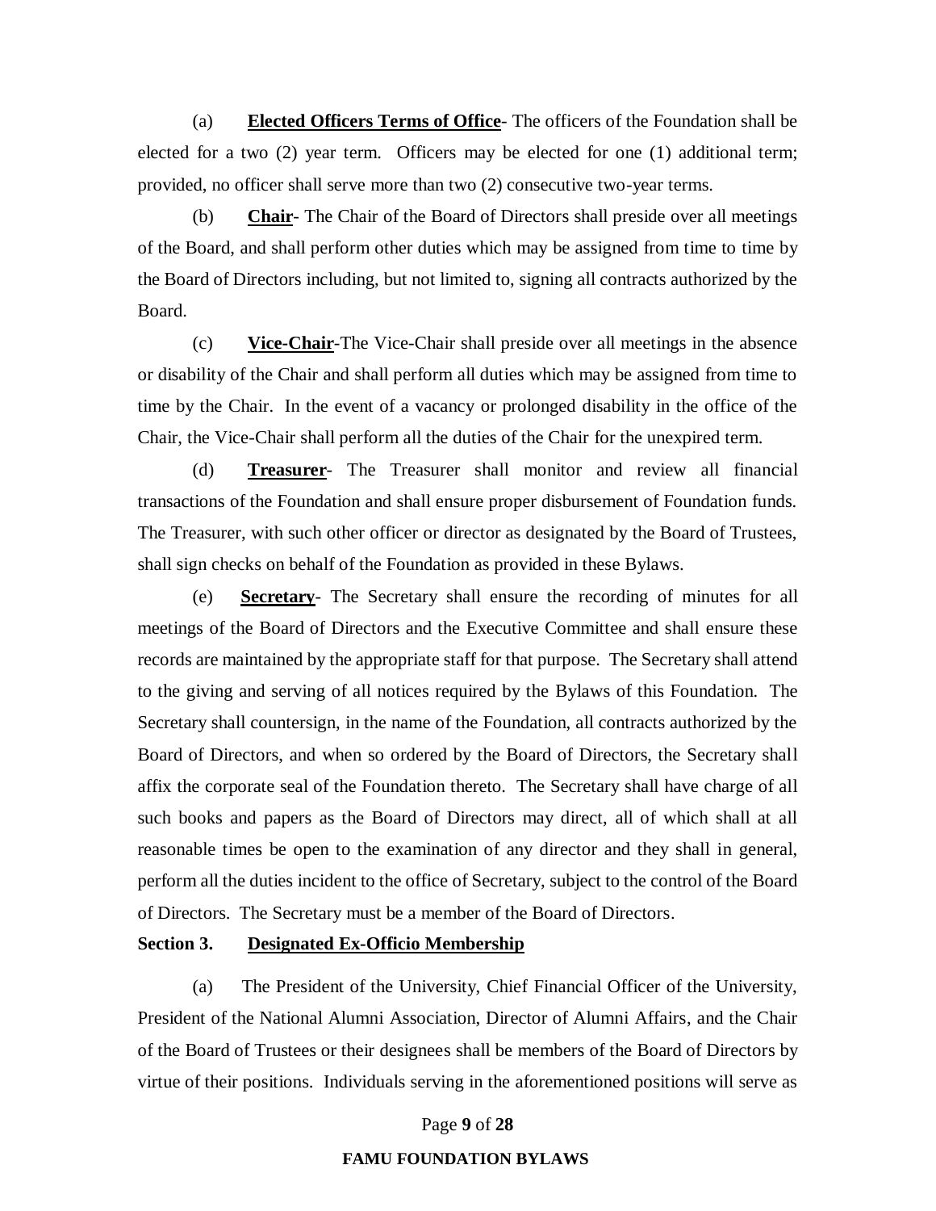(a) **Elected Officers Terms of Office**- The officers of the Foundation shall be elected for a two (2) year term. Officers may be elected for one (1) additional term; provided, no officer shall serve more than two (2) consecutive two-year terms.

(b) **Chair**- The Chair of the Board of Directors shall preside over all meetings of the Board, and shall perform other duties which may be assigned from time to time by the Board of Directors including, but not limited to, signing all contracts authorized by the Board.

(c) **Vice-Chair**-The Vice-Chair shall preside over all meetings in the absence or disability of the Chair and shall perform all duties which may be assigned from time to time by the Chair. In the event of a vacancy or prolonged disability in the office of the Chair, the Vice-Chair shall perform all the duties of the Chair for the unexpired term.

(d) **Treasurer**- The Treasurer shall monitor and review all financial transactions of the Foundation and shall ensure proper disbursement of Foundation funds. The Treasurer, with such other officer or director as designated by the Board of Trustees, shall sign checks on behalf of the Foundation as provided in these Bylaws.

(e) **Secretary**- The Secretary shall ensure the recording of minutes for all meetings of the Board of Directors and the Executive Committee and shall ensure these records are maintained by the appropriate staff for that purpose. The Secretary shall attend to the giving and serving of all notices required by the Bylaws of this Foundation. The Secretary shall countersign, in the name of the Foundation, all contracts authorized by the Board of Directors, and when so ordered by the Board of Directors, the Secretary shall affix the corporate seal of the Foundation thereto. The Secretary shall have charge of all such books and papers as the Board of Directors may direct, all of which shall at all reasonable times be open to the examination of any director and they shall in general, perform all the duties incident to the office of Secretary, subject to the control of the Board of Directors. The Secretary must be a member of the Board of Directors.

**Section 3. Designated Ex-Officio Membership**

(a) The President of the University, Chief Financial Officer of the University, President of the National Alumni Association, Director of Alumni Affairs, and the Chair of the Board of Trustees or their designees shall be members of the Board of Directors by virtue of their positions. Individuals serving in the aforementioned positions will serve as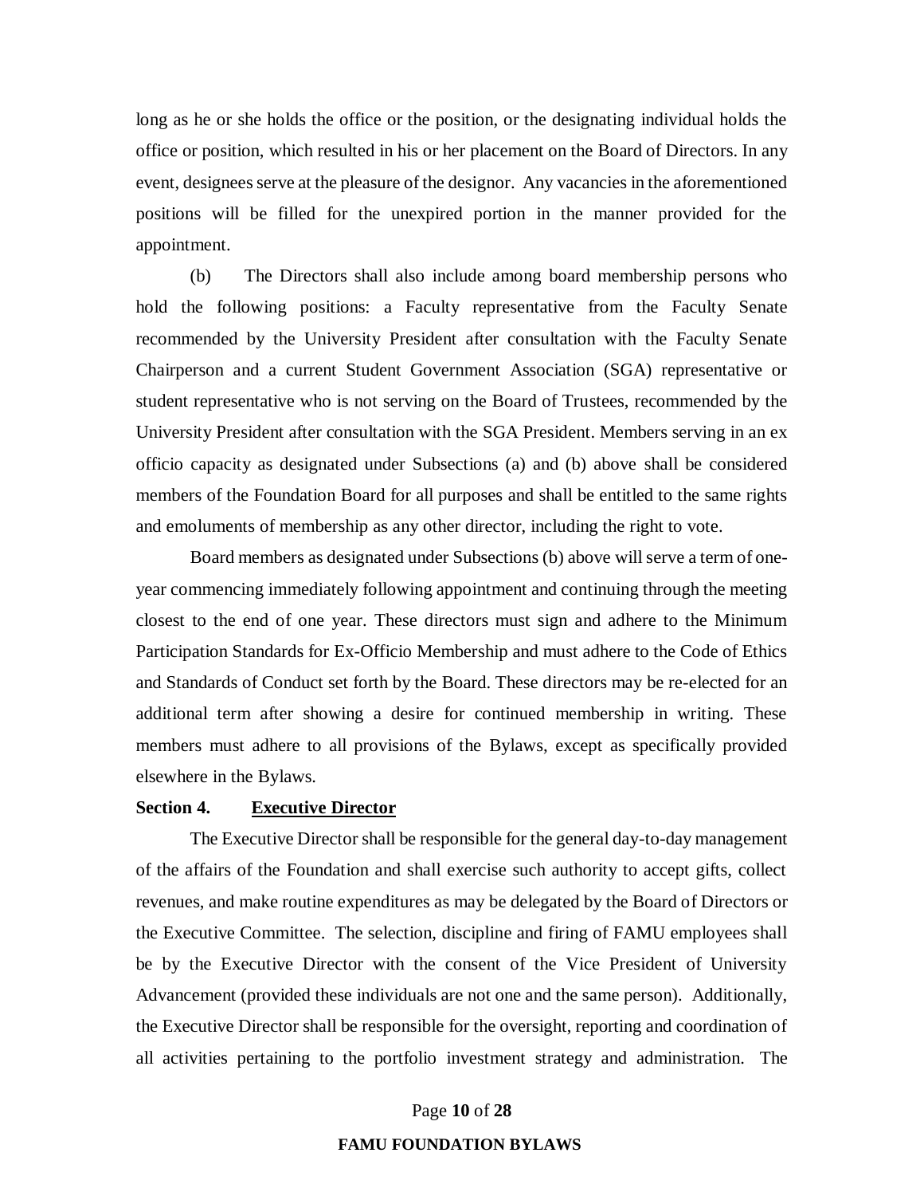long as he or she holds the office or the position, or the designating individual holds the office or position, which resulted in his or her placement on the Board of Directors. In any event, designees serve at the pleasure of the designor. Any vacancies in the aforementioned positions will be filled for the unexpired portion in the manner provided for the appointment.

(b) The Directors shall also include among board membership persons who hold the following positions: a Faculty representative from the Faculty Senate recommended by the University President after consultation with the Faculty Senate Chairperson and a current Student Government Association (SGA) representative or student representative who is not serving on the Board of Trustees, recommended by the University President after consultation with the SGA President. Members serving in an ex officio capacity as designated under Subsections (a) and (b) above shall be considered members of the Foundation Board for all purposes and shall be entitled to the same rights and emoluments of membership as any other director, including the right to vote.

Board members as designated under Subsections (b) above will serve a term of one-year commencing immediately following appointment and continuing through the meeting closest to the end of one year. These directors must sign and adhere to the Minimum Participation Standards for Ex-Officio Membership and must adhere to the Code of Ethics and Standards of Conduct set forth by the Board. These directors may be re-elected for an additional term after showing a desire for continued membership in writing. These members must adhere to all provisions of the Bylaws, except as specifically provided elsewhere in the Bylaws.

**Section 4. Executive Director**

The Executive Director shall be responsible for the general day-to-day management of the affairs of the Foundation and shall exercise such authority to accept gifts, collect revenues, and make routine expenditures as may be delegated by the Board of Directors or the Executive Committee. The selection, discipline and firing of FAMU employees shall be by the Executive Director with the consent of the Vice President of University Advancement (provided these individuals are not one and the same person). Additionally, the Executive Director shall be responsible for the oversight, reporting and coordination of all activities pertaining to the portfolio investment strategy and administration. The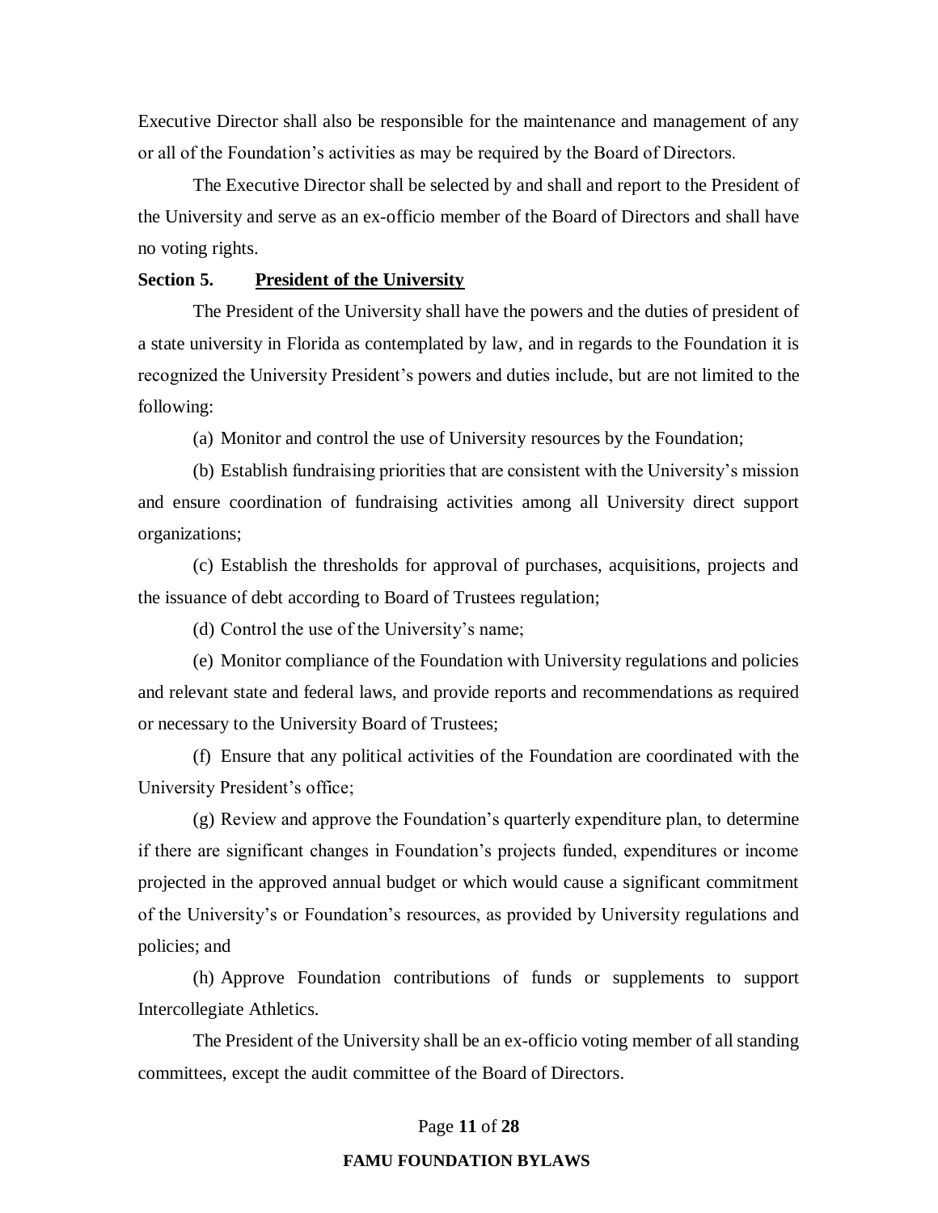Executive Director shall also be responsible for the maintenance and management of any or all of the Foundation's activities as may be required by the Board of Directors.

The Executive Director shall be selected by and shall and report to the President of the University and serve as an ex-officio member of the Board of Directors and shall have no voting rights.

**Section 5.** **<u>President of the University</u>**

The President of the University shall have the powers and the duties of president of a state university in Florida as contemplated by law, and in regards to the Foundation it is recognized the University President's powers and duties include, but are not limited to the following:

(a) Monitor and control the use of University resources by the Foundation;

(b) Establish fundraising priorities that are consistent with the University's mission and ensure coordination of fundraising activities among all University direct support organizations;

(c) Establish the thresholds for approval of purchases, acquisitions, projects and the issuance of debt according to Board of Trustees regulation;

(d) Control the use of the University's name;

(e) Monitor compliance of the Foundation with University regulations and policies and relevant state and federal laws, and provide reports and recommendations as required or necessary to the University Board of Trustees;

(f) Ensure that any political activities of the Foundation are coordinated with the University President's office;

(g) Review and approve the Foundation's quarterly expenditure plan, to determine if there are significant changes in Foundation's projects funded, expenditures or income projected in the approved annual budget or which would cause a significant commitment of the University's or Foundation's resources, as provided by University regulations and policies; and

(h) Approve Foundation contributions of funds or supplements to support Intercollegiate Athletics.

The President of the University shall be an ex-officio voting member of all standing committees, except the audit committee of the Board of Directors.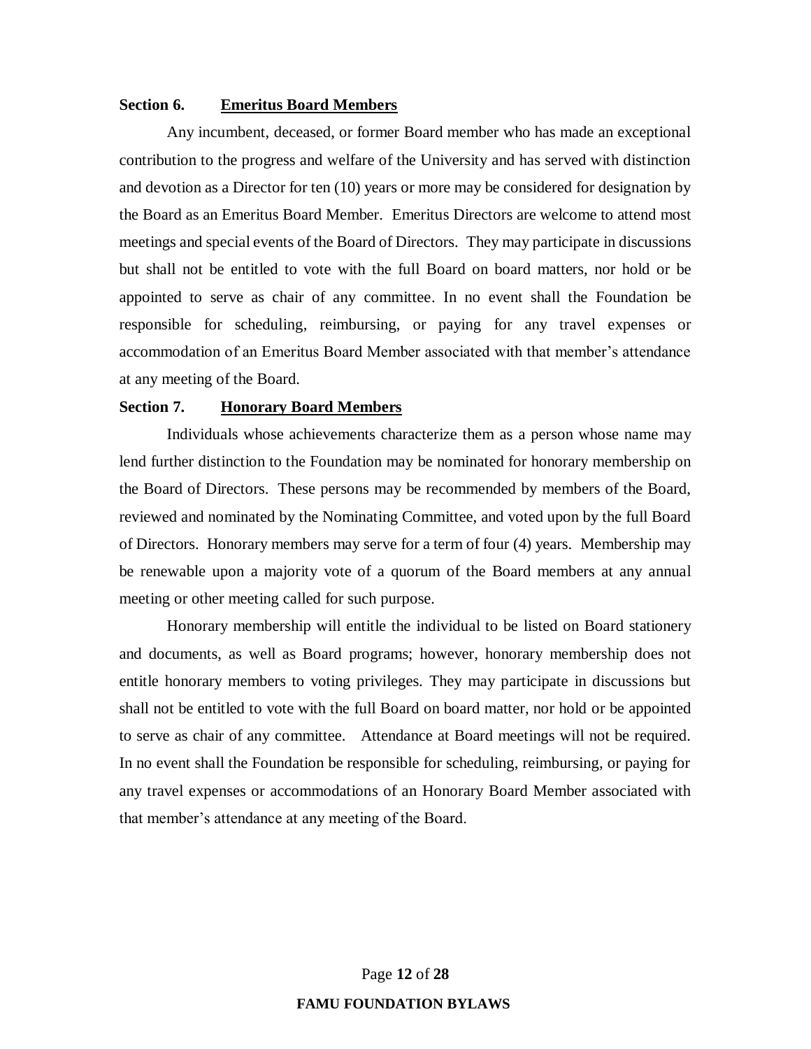**Section 6. Emeritus Board Members**

Any incumbent, deceased, or former Board member who has made an exceptional contribution to the progress and welfare of the University and has served with distinction and devotion as a Director for ten (10) years or more may be considered for designation by the Board as an Emeritus Board Member. Emeritus Directors are welcome to attend most meetings and special events of the Board of Directors. They may participate in discussions but shall not be entitled to vote with the full Board on board matters, nor hold or be appointed to serve as chair of any committee. In no event shall the Foundation be responsible for scheduling, reimbursing, or paying for any travel expenses or accommodation of an Emeritus Board Member associated with that member's attendance at any meeting of the Board.

**Section 7. Honorary Board Members**

Individuals whose achievements characterize them as a person whose name may lend further distinction to the Foundation may be nominated for honorary membership on the Board of Directors. These persons may be recommended by members of the Board, reviewed and nominated by the Nominating Committee, and voted upon by the full Board of Directors. Honorary members may serve for a term of four (4) years. Membership may be renewable upon a majority vote of a quorum of the Board members at any annual meeting or other meeting called for such purpose.

Honorary membership will entitle the individual to be listed on Board stationery and documents, as well as Board programs; however, honorary membership does not entitle honorary members to voting privileges. They may participate in discussions but shall not be entitled to vote with the full Board on board matter, nor hold or be appointed to serve as chair of any committee. Attendance at Board meetings will not be required. In no event shall the Foundation be responsible for scheduling, reimbursing, or paying for any travel expenses or accommodations of an Honorary Board Member associated with that member's attendance at any meeting of the Board.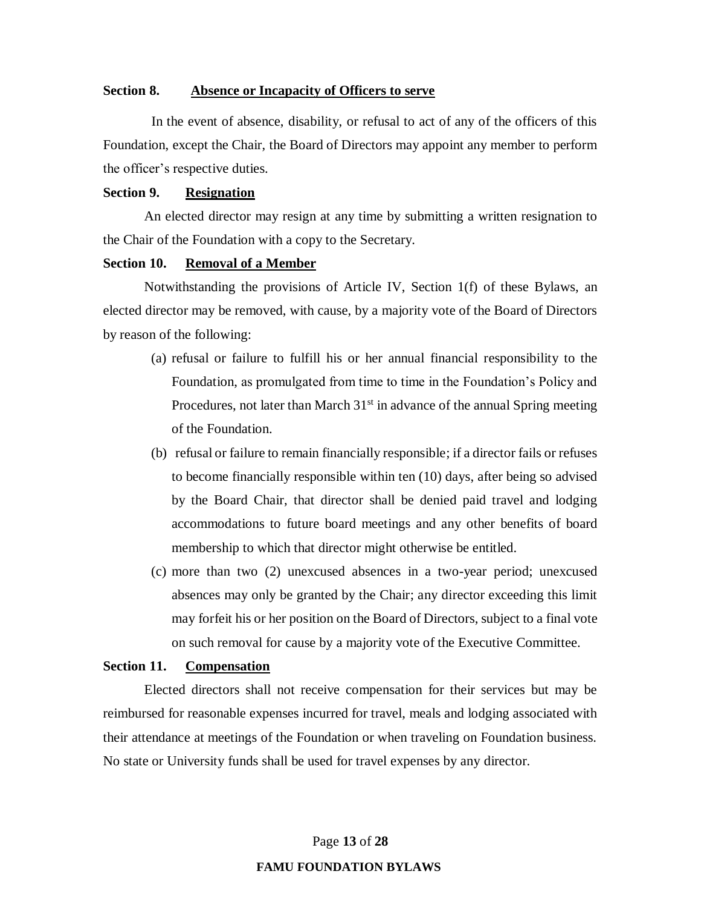**Section 8. Absence or Incapacity of Officers to serve**

In the event of absence, disability, or refusal to act of any of the officers of this Foundation, except the Chair, the Board of Directors may appoint any member to perform the officer's respective duties.

**Section 9. Resignation**

An elected director may resign at any time by submitting a written resignation to the Chair of the Foundation with a copy to the Secretary.

**Section 10. Removal of a Member**

Notwithstanding the provisions of Article IV, Section 1(f) of these Bylaws, an elected director may be removed, with cause, by a majority vote of the Board of Directors by reason of the following:

(a) refusal or failure to fulfill his or her annual financial responsibility to the Foundation, as promulgated from time to time in the Foundation's Policy and Procedures, not later than March 31st in advance of the annual Spring meeting of the Foundation.

(b) refusal or failure to remain financially responsible; if a director fails or refuses to become financially responsible within ten (10) days, after being so advised by the Board Chair, that director shall be denied paid travel and lodging accommodations to future board meetings and any other benefits of board membership to which that director might otherwise be entitled.

(c) more than two (2) unexcused absences in a two-year period; unexcused absences may only be granted by the Chair; any director exceeding this limit may forfeit his or her position on the Board of Directors, subject to a final vote on such removal for cause by a majority vote of the Executive Committee.

**Section 11. Compensation**

Elected directors shall not receive compensation for their services but may be reimbursed for reasonable expenses incurred for travel, meals and lodging associated with their attendance at meetings of the Foundation or when traveling on Foundation business. No state or University funds shall be used for travel expenses by any director.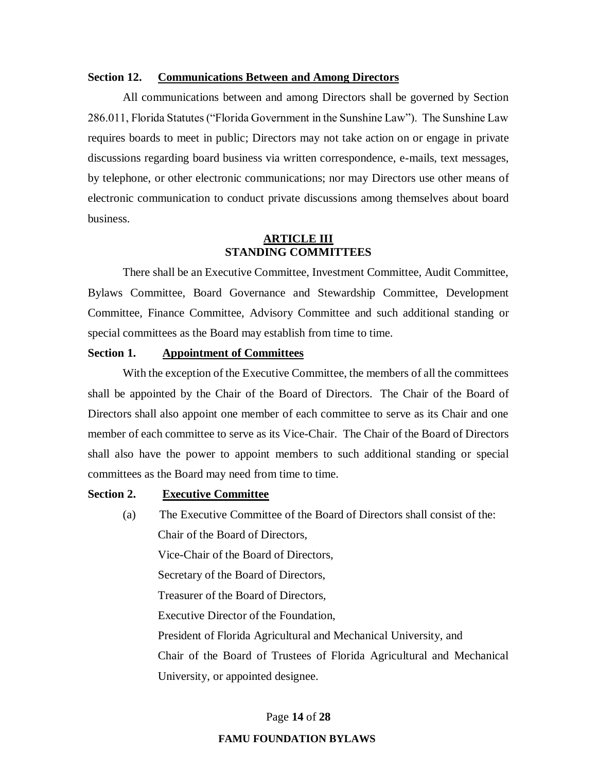### Section 12. Communications Between and Among Directors

All communications between and among Directors shall be governed by Section 286.011, Florida Statutes ("Florida Government in the Sunshine Law"). The Sunshine Law requires boards to meet in public; Directors may not take action on or engage in private discussions regarding board business via written correspondence, e-mails, text messages, by telephone, or other electronic communications; nor may Directors use other means of electronic communication to conduct private discussions among themselves about board business.

## ARTICLE III
## STANDING COMMITTEES

There shall be an Executive Committee, Investment Committee, Audit Committee, Bylaws Committee, Board Governance and Stewardship Committee, Development Committee, Finance Committee, Advisory Committee and such additional standing or special committees as the Board may establish from time to time.

### Section 1. Appointment of Committees

With the exception of the Executive Committee, the members of all the committees shall be appointed by the Chair of the Board of Directors. The Chair of the Board of Directors shall also appoint one member of each committee to serve as its Chair and one member of each committee to serve as its Vice-Chair. The Chair of the Board of Directors shall also have the power to appoint members to such additional standing or special committees as the Board may need from time to time.

### Section 2. Executive Committee

(a) The Executive Committee of the Board of Directors shall consist of the:

Chair of the Board of Directors,

Vice-Chair of the Board of Directors,

Secretary of the Board of Directors,

Treasurer of the Board of Directors,

Executive Director of the Foundation,

President of Florida Agricultural and Mechanical University, and

Chair of the Board of Trustees of Florida Agricultural and Mechanical University, or appointed designee.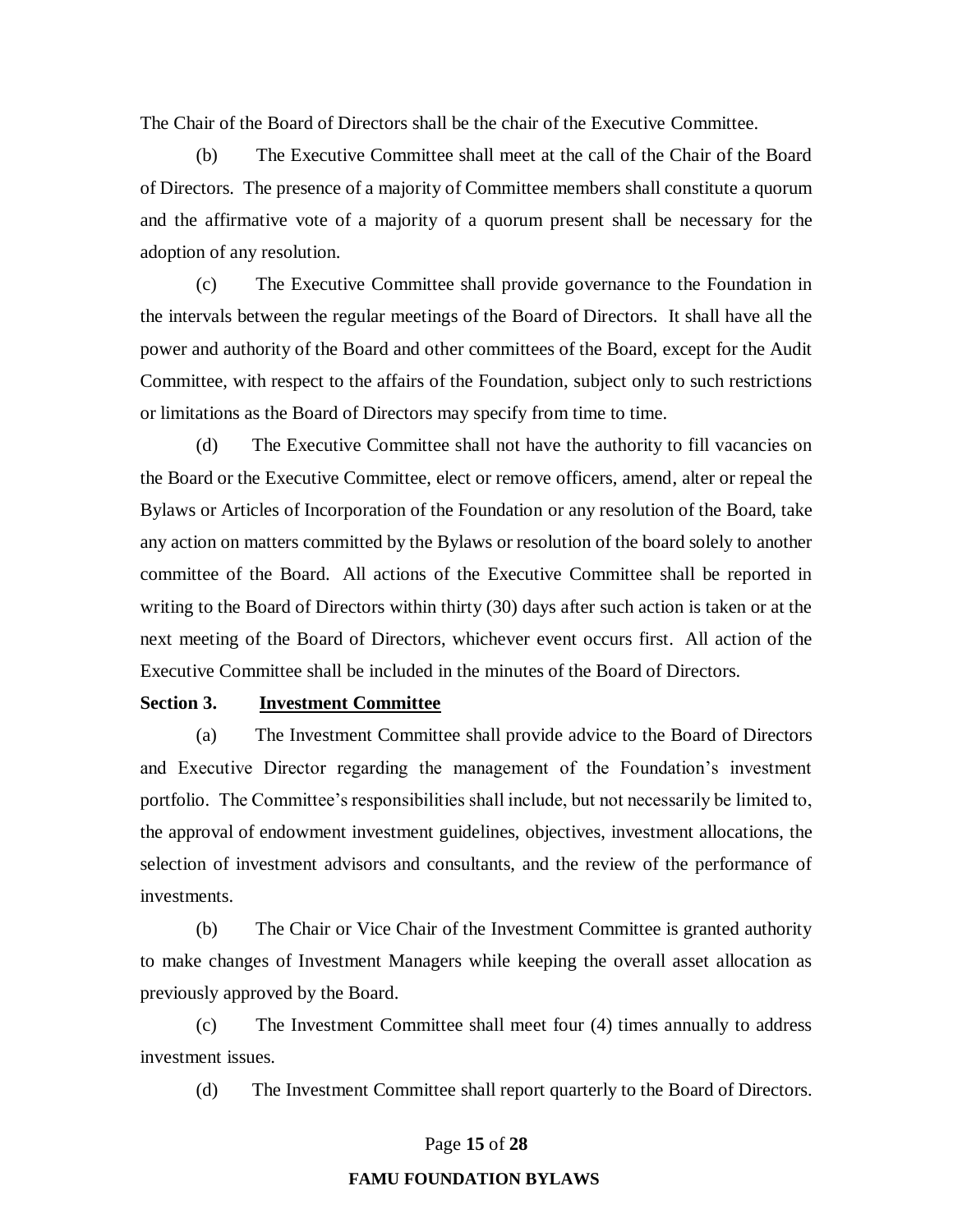The Chair of the Board of Directors shall be the chair of the Executive Committee.

(b) The Executive Committee shall meet at the call of the Chair of the Board of Directors. The presence of a majority of Committee members shall constitute a quorum and the affirmative vote of a majority of a quorum present shall be necessary for the adoption of any resolution.

(c) The Executive Committee shall provide governance to the Foundation in the intervals between the regular meetings of the Board of Directors. It shall have all the power and authority of the Board and other committees of the Board, except for the Audit Committee, with respect to the affairs of the Foundation, subject only to such restrictions or limitations as the Board of Directors may specify from time to time.

(d) The Executive Committee shall not have the authority to fill vacancies on the Board or the Executive Committee, elect or remove officers, amend, alter or repeal the Bylaws or Articles of Incorporation of the Foundation or any resolution of the Board, take any action on matters committed by the Bylaws or resolution of the board solely to another committee of the Board. All actions of the Executive Committee shall be reported in writing to the Board of Directors within thirty (30) days after such action is taken or at the next meeting of the Board of Directors, whichever event occurs first. All action of the Executive Committee shall be included in the minutes of the Board of Directors.

**Section 3. <u>Investment Committee</u>**

(a) The Investment Committee shall provide advice to the Board of Directors and Executive Director regarding the management of the Foundation's investment portfolio. The Committee's responsibilities shall include, but not necessarily be limited to, the approval of endowment investment guidelines, objectives, investment allocations, the selection of investment advisors and consultants, and the review of the performance of investments.

(b) The Chair or Vice Chair of the Investment Committee is granted authority to make changes of Investment Managers while keeping the overall asset allocation as previously approved by the Board.

(c) The Investment Committee shall meet four (4) times annually to address investment issues.

(d) The Investment Committee shall report quarterly to the Board of Directors.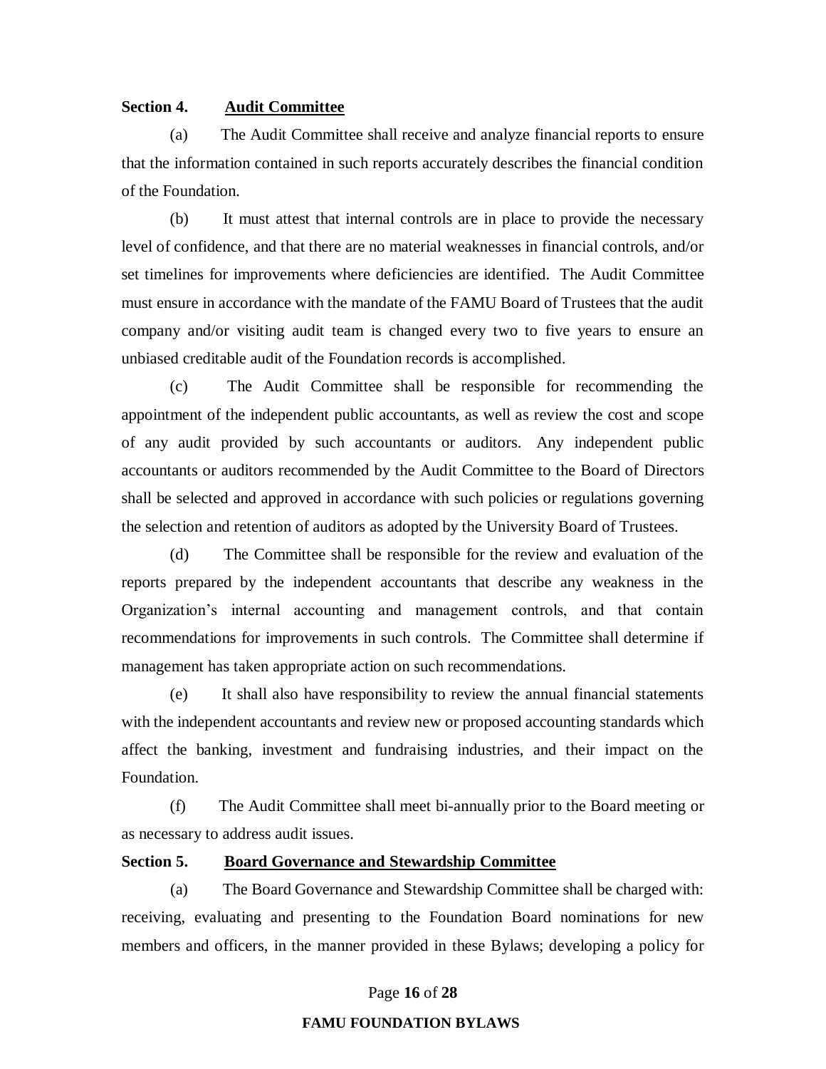**Section 4. <u>Audit Committee</u>**

(a) The Audit Committee shall receive and analyze financial reports to ensure that the information contained in such reports accurately describes the financial condition of the Foundation.

(b) It must attest that internal controls are in place to provide the necessary level of confidence, and that there are no material weaknesses in financial controls, and/or set timelines for improvements where deficiencies are identified. The Audit Committee must ensure in accordance with the mandate of the FAMU Board of Trustees that the audit company and/or visiting audit team is changed every two to five years to ensure an unbiased creditable audit of the Foundation records is accomplished.

(c) The Audit Committee shall be responsible for recommending the appointment of the independent public accountants, as well as review the cost and scope of any audit provided by such accountants or auditors. Any independent public accountants or auditors recommended by the Audit Committee to the Board of Directors shall be selected and approved in accordance with such policies or regulations governing the selection and retention of auditors as adopted by the University Board of Trustees.

(d) The Committee shall be responsible for the review and evaluation of the reports prepared by the independent accountants that describe any weakness in the Organization's internal accounting and management controls, and that contain recommendations for improvements in such controls. The Committee shall determine if management has taken appropriate action on such recommendations.

(e) It shall also have responsibility to review the annual financial statements with the independent accountants and review new or proposed accounting standards which affect the banking, investment and fundraising industries, and their impact on the Foundation.

(f) The Audit Committee shall meet bi-annually prior to the Board meeting or as necessary to address audit issues.

**Section 5. <u>Board Governance and Stewardship Committee</u>**

(a) The Board Governance and Stewardship Committee shall be charged with: receiving, evaluating and presenting to the Foundation Board nominations for new members and officers, in the manner provided in these Bylaws; developing a policy for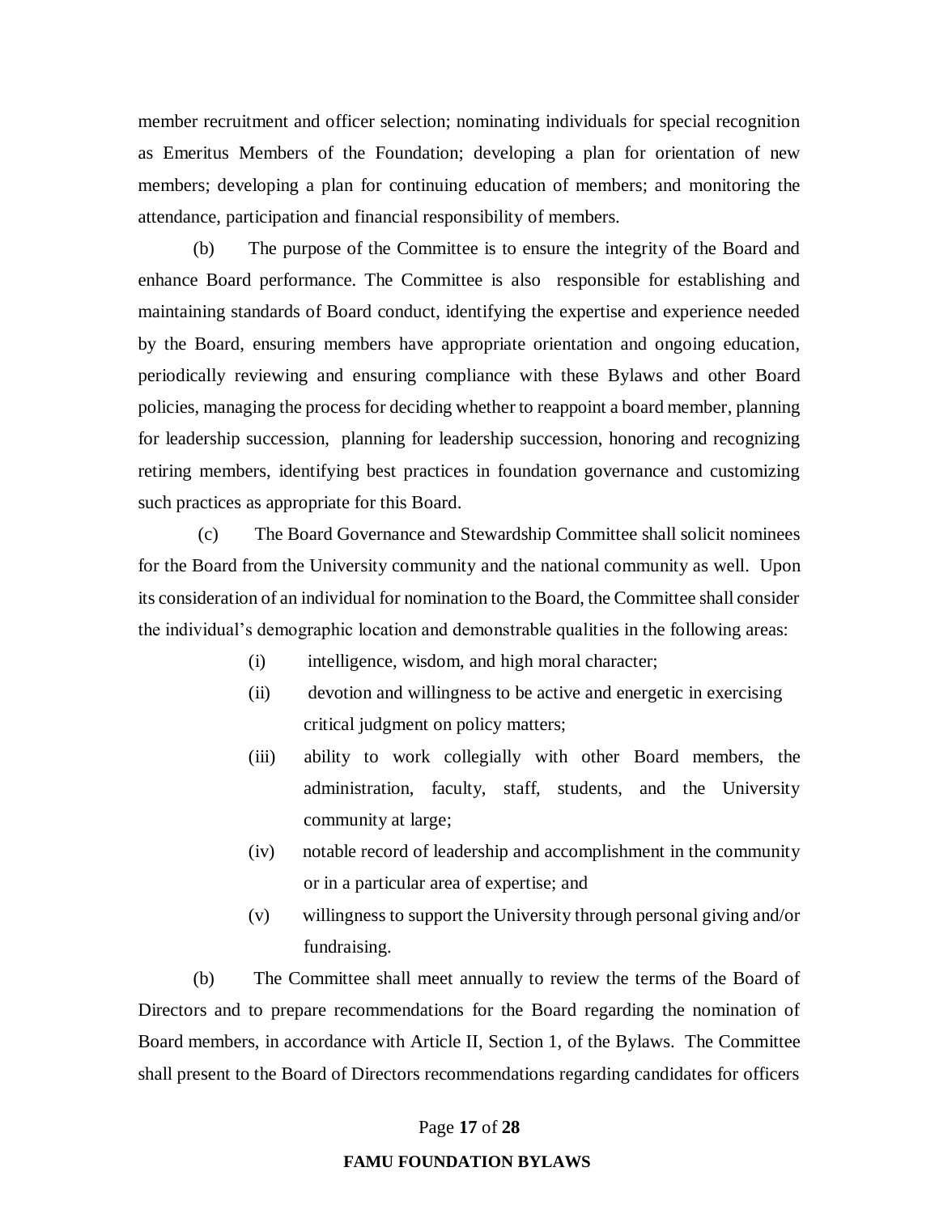member recruitment and officer selection; nominating individuals for special recognition as Emeritus Members of the Foundation; developing a plan for orientation of new members; developing a plan for continuing education of members; and monitoring the attendance, participation and financial responsibility of members.

(b) The purpose of the Committee is to ensure the integrity of the Board and enhance Board performance. The Committee is also responsible for establishing and maintaining standards of Board conduct, identifying the expertise and experience needed by the Board, ensuring members have appropriate orientation and ongoing education, periodically reviewing and ensuring compliance with these Bylaws and other Board policies, managing the process for deciding whether to reappoint a board member, planning for leadership succession, planning for leadership succession, honoring and recognizing retiring members, identifying best practices in foundation governance and customizing such practices as appropriate for this Board.

(c) The Board Governance and Stewardship Committee shall solicit nominees for the Board from the University community and the national community as well. Upon its consideration of an individual for nomination to the Board, the Committee shall consider the individual's demographic location and demonstrable qualities in the following areas:

- (i) intelligence, wisdom, and high moral character;
- (ii) devotion and willingness to be active and energetic in exercising critical judgment on policy matters;
- (iii) ability to work collegially with other Board members, the administration, faculty, staff, students, and the University community at large;
- (iv) notable record of leadership and accomplishment in the community or in a particular area of expertise; and
- (v) willingness to support the University through personal giving and/or fundraising.

(b) The Committee shall meet annually to review the terms of the Board of Directors and to prepare recommendations for the Board regarding the nomination of Board members, in accordance with Article II, Section 1, of the Bylaws. The Committee shall present to the Board of Directors recommendations regarding candidates for officers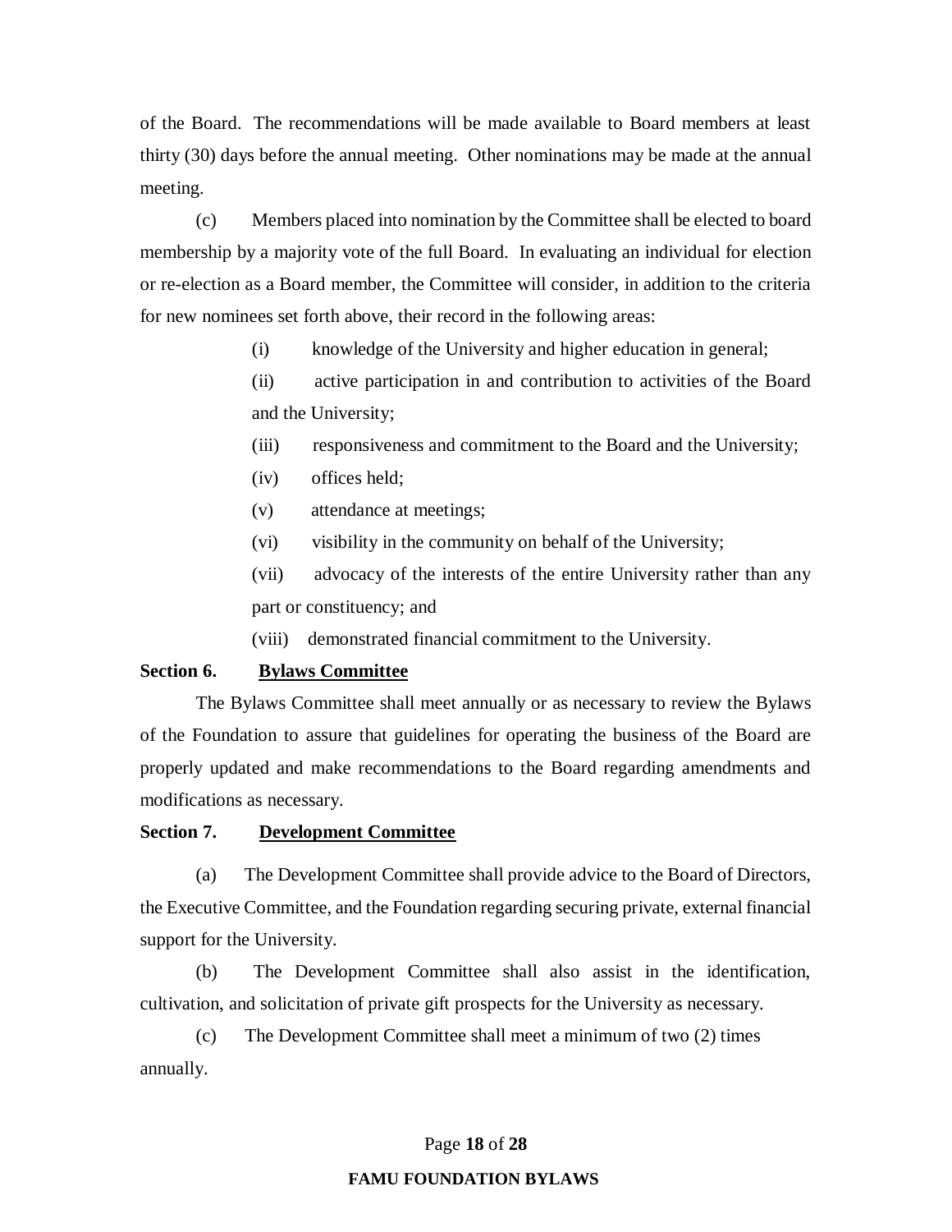of the Board. The recommendations will be made available to Board members at least thirty (30) days before the annual meeting. Other nominations may be made at the annual meeting.

(c) Members placed into nomination by the Committee shall be elected to board membership by a majority vote of the full Board. In evaluating an individual for election or re-election as a Board member, the Committee will consider, in addition to the criteria for new nominees set forth above, their record in the following areas:

(i) knowledge of the University and higher education in general;

(ii) active participation in and contribution to activities of the Board and the University;

(iii) responsiveness and commitment to the Board and the University;

(iv) offices held;

(v) attendance at meetings;

(vi) visibility in the community on behalf of the University;

(vii) advocacy of the interests of the entire University rather than any part or constituency; and

(viii) demonstrated financial commitment to the University.

**Section 6. Bylaws Committee**

The Bylaws Committee shall meet annually or as necessary to review the Bylaws of the Foundation to assure that guidelines for operating the business of the Board are properly updated and make recommendations to the Board regarding amendments and modifications as necessary.

**Section 7. Development Committee**

(a) The Development Committee shall provide advice to the Board of Directors, the Executive Committee, and the Foundation regarding securing private, external financial support for the University.

(b) The Development Committee shall also assist in the identification, cultivation, and solicitation of private gift prospects for the University as necessary.

(c) The Development Committee shall meet a minimum of two (2) times annually.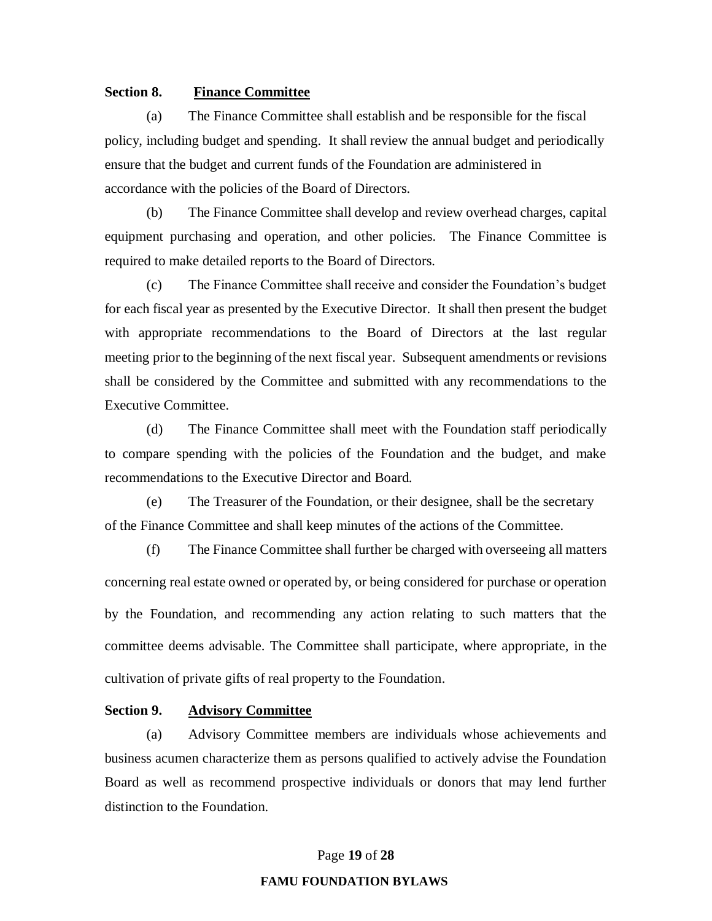**Section 8. Finance Committee**

(a) The Finance Committee shall establish and be responsible for the fiscal policy, including budget and spending. It shall review the annual budget and periodically ensure that the budget and current funds of the Foundation are administered in accordance with the policies of the Board of Directors.

(b) The Finance Committee shall develop and review overhead charges, capital equipment purchasing and operation, and other policies. The Finance Committee is required to make detailed reports to the Board of Directors.

(c) The Finance Committee shall receive and consider the Foundation's budget for each fiscal year as presented by the Executive Director. It shall then present the budget with appropriate recommendations to the Board of Directors at the last regular meeting prior to the beginning of the next fiscal year. Subsequent amendments or revisions shall be considered by the Committee and submitted with any recommendations to the Executive Committee.

(d) The Finance Committee shall meet with the Foundation staff periodically to compare spending with the policies of the Foundation and the budget, and make recommendations to the Executive Director and Board.

(e) The Treasurer of the Foundation, or their designee, shall be the secretary of the Finance Committee and shall keep minutes of the actions of the Committee.

(f) The Finance Committee shall further be charged with overseeing all matters concerning real estate owned or operated by, or being considered for purchase or operation by the Foundation, and recommending any action relating to such matters that the committee deems advisable. The Committee shall participate, where appropriate, in the cultivation of private gifts of real property to the Foundation.

**Section 9. Advisory Committee**

(a) Advisory Committee members are individuals whose achievements and business acumen characterize them as persons qualified to actively advise the Foundation Board as well as recommend prospective individuals or donors that may lend further distinction to the Foundation.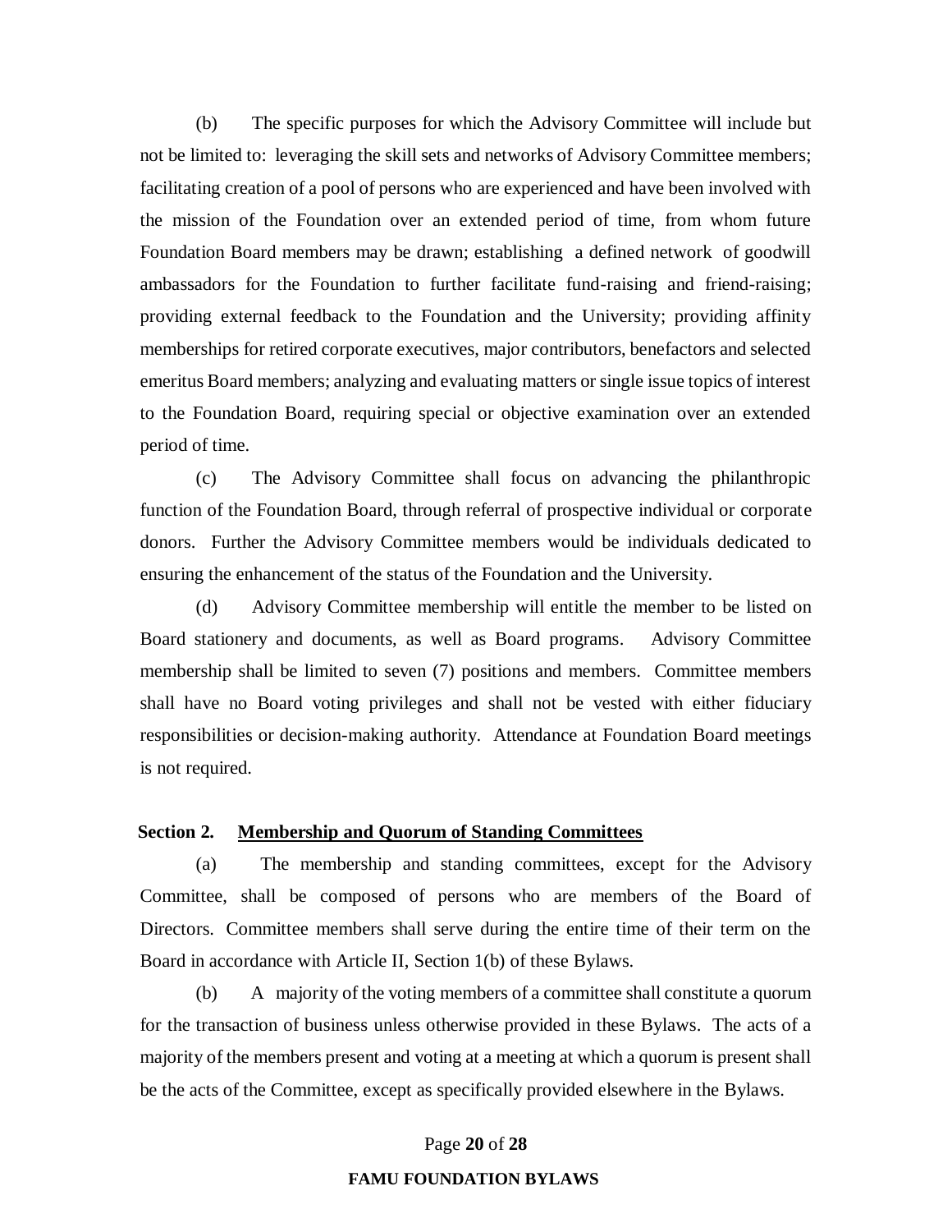(b) The specific purposes for which the Advisory Committee will include but not be limited to: leveraging the skill sets and networks of Advisory Committee members; facilitating creation of a pool of persons who are experienced and have been involved with the mission of the Foundation over an extended period of time, from whom future Foundation Board members may be drawn; establishing a defined network of goodwill ambassadors for the Foundation to further facilitate fund-raising and friend-raising; providing external feedback to the Foundation and the University; providing affinity memberships for retired corporate executives, major contributors, benefactors and selected emeritus Board members; analyzing and evaluating matters or single issue topics of interest to the Foundation Board, requiring special or objective examination over an extended period of time.

(c) The Advisory Committee shall focus on advancing the philanthropic function of the Foundation Board, through referral of prospective individual or corporate donors. Further the Advisory Committee members would be individuals dedicated to ensuring the enhancement of the status of the Foundation and the University.

(d) Advisory Committee membership will entitle the member to be listed on Board stationery and documents, as well as Board programs. Advisory Committee membership shall be limited to seven (7) positions and members. Committee members shall have no Board voting privileges and shall not be vested with either fiduciary responsibilities or decision-making authority. Attendance at Foundation Board meetings is not required.

**Section 2. <u>Membership and Quorum of Standing Committees</u>**

(a) The membership and standing committees, except for the Advisory Committee, shall be composed of persons who are members of the Board of Directors. Committee members shall serve during the entire time of their term on the Board in accordance with Article II, Section 1(b) of these Bylaws.

(b) A majority of the voting members of a committee shall constitute a quorum for the transaction of business unless otherwise provided in these Bylaws. The acts of a majority of the members present and voting at a meeting at which a quorum is present shall be the acts of the Committee, except as specifically provided elsewhere in the Bylaws.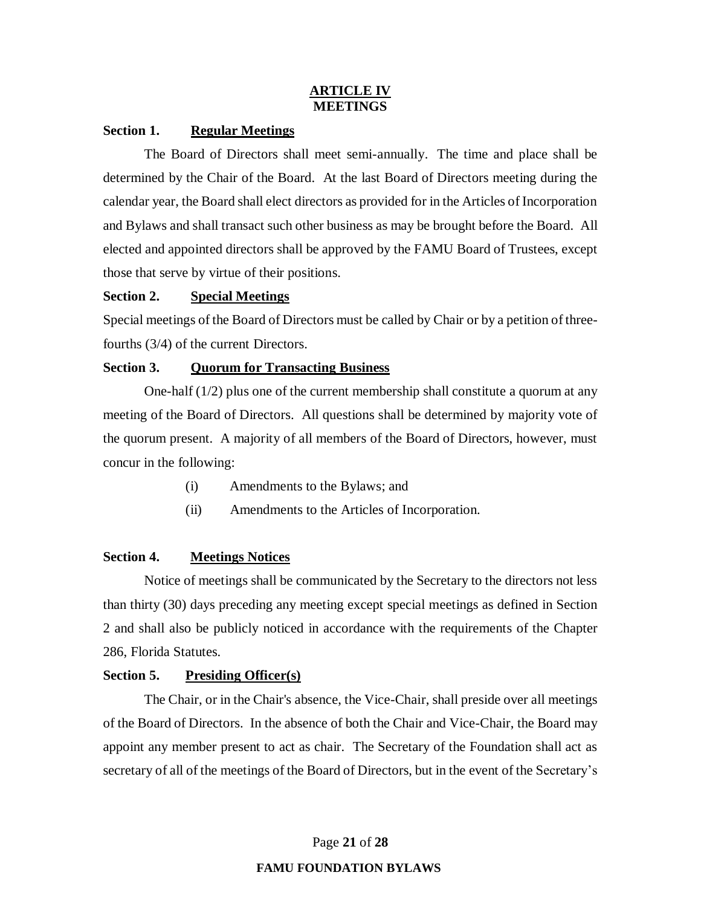## ARTICLE IV
## MEETINGS

**Section 1. Regular Meetings**

The Board of Directors shall meet semi-annually. The time and place shall be determined by the Chair of the Board. At the last Board of Directors meeting during the calendar year, the Board shall elect directors as provided for in the Articles of Incorporation and Bylaws and shall transact such other business as may be brought before the Board. All elected and appointed directors shall be approved by the FAMU Board of Trustees, except those that serve by virtue of their positions.

**Section 2. Special Meetings**

Special meetings of the Board of Directors must be called by Chair or by a petition of three-fourths (3/4) of the current Directors.

**Section 3. Quorum for Transacting Business**

One-half (1/2) plus one of the current membership shall constitute a quorum at any meeting of the Board of Directors. All questions shall be determined by majority vote of the quorum present. A majority of all members of the Board of Directors, however, must concur in the following:

(i) Amendments to the Bylaws; and

(ii) Amendments to the Articles of Incorporation.

**Section 4. Meetings Notices**

Notice of meetings shall be communicated by the Secretary to the directors not less than thirty (30) days preceding any meeting except special meetings as defined in Section 2 and shall also be publicly noticed in accordance with the requirements of the Chapter 286, Florida Statutes.

**Section 5. Presiding Officer(s)**

The Chair, or in the Chair's absence, the Vice-Chair, shall preside over all meetings of the Board of Directors. In the absence of both the Chair and Vice-Chair, the Board may appoint any member present to act as chair. The Secretary of the Foundation shall act as secretary of all of the meetings of the Board of Directors, but in the event of the Secretary's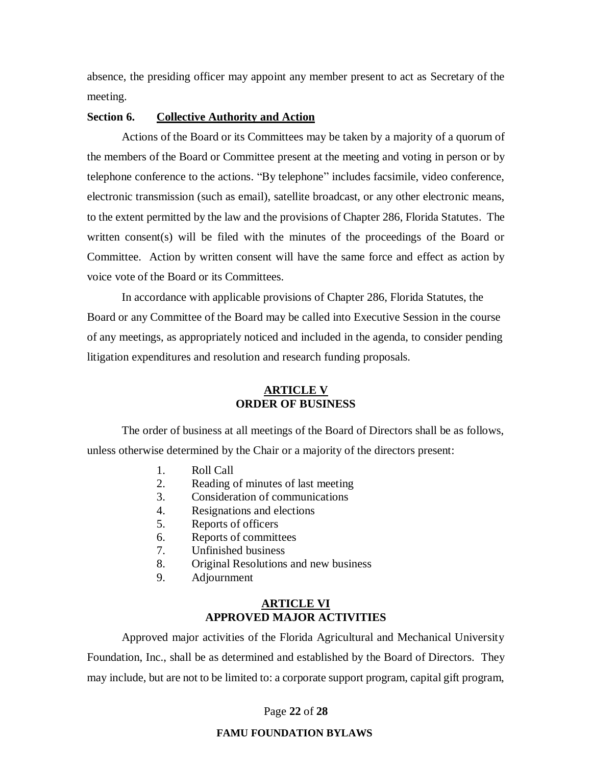absence, the presiding officer may appoint any member present to act as Secretary of the meeting.

**Section 6. <u>Collective Authority and Action</u>**

Actions of the Board or its Committees may be taken by a majority of a quorum of the members of the Board or Committee present at the meeting and voting in person or by telephone conference to the actions. "By telephone" includes facsimile, video conference, electronic transmission (such as email), satellite broadcast, or any other electronic means, to the extent permitted by the law and the provisions of Chapter 286, Florida Statutes. The written consent(s) will be filed with the minutes of the proceedings of the Board or Committee. Action by written consent will have the same force and effect as action by voice vote of the Board or its Committees.

In accordance with applicable provisions of Chapter 286, Florida Statutes, the Board or any Committee of the Board may be called into Executive Session in the course of any meetings, as appropriately noticed and included in the agenda, to consider pending litigation expenditures and resolution and research funding proposals.

## ARTICLE V
## ORDER OF BUSINESS

The order of business at all meetings of the Board of Directors shall be as follows, unless otherwise determined by the Chair or a majority of the directors present:

1. Roll Call
2. Reading of minutes of last meeting
3. Consideration of communications
4. Resignations and elections
5. Reports of officers
6. Reports of committees
7. Unfinished business
8. Original Resolutions and new business
9. Adjournment

## ARTICLE VI
## APPROVED MAJOR ACTIVITIES

Approved major activities of the Florida Agricultural and Mechanical University Foundation, Inc., shall be as determined and established by the Board of Directors. They may include, but are not to be limited to: a corporate support program, capital gift program,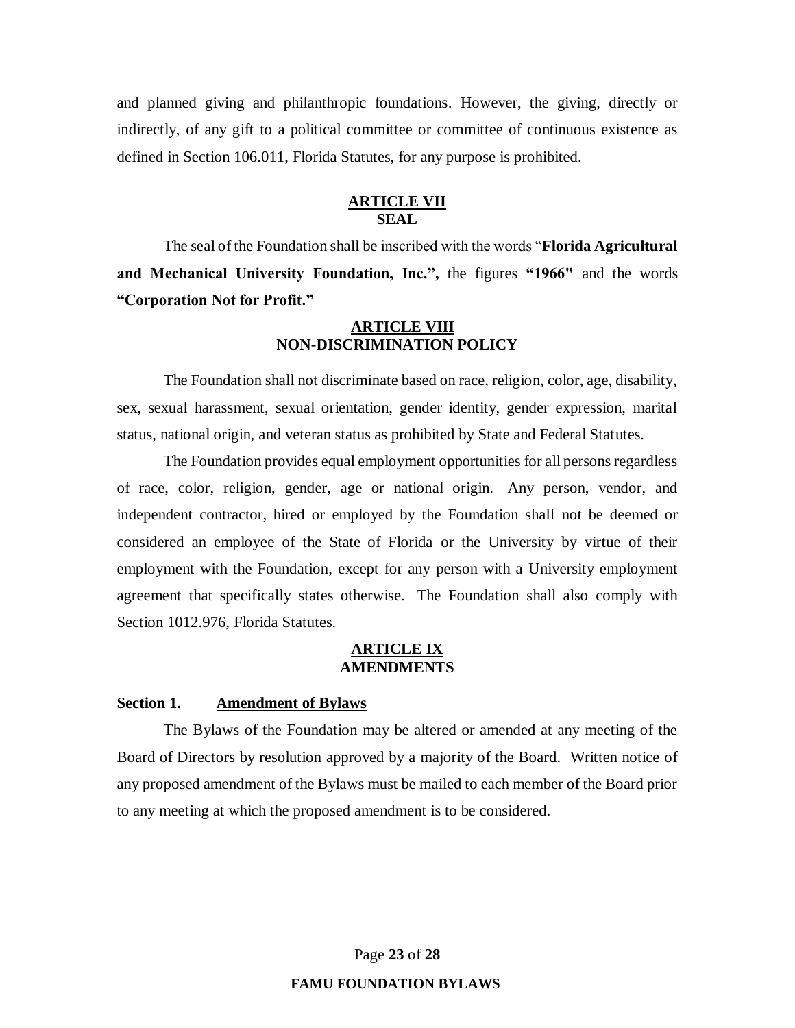and planned giving and philanthropic foundations. However, the giving, directly or indirectly, of any gift to a political committee or committee of continuous existence as defined in Section 106.011, Florida Statutes, for any purpose is prohibited.

## ARTICLE VII
## SEAL

The seal of the Foundation shall be inscribed with the words "**Florida Agricultural and Mechanical University Foundation, Inc.",** the figures **"1966"** and the words **"Corporation Not for Profit."**

## ARTICLE VIII
## NON-DISCRIMINATION POLICY

The Foundation shall not discriminate based on race, religion, color, age, disability, sex, sexual harassment, sexual orientation, gender identity, gender expression, marital status, national origin, and veteran status as prohibited by State and Federal Statutes.

The Foundation provides equal employment opportunities for all persons regardless of race, color, religion, gender, age or national origin. Any person, vendor, and independent contractor, hired or employed by the Foundation shall not be deemed or considered an employee of the State of Florida or the University by virtue of their employment with the Foundation, except for any person with a University employment agreement that specifically states otherwise. The Foundation shall also comply with Section 1012.976, Florida Statutes.

## ARTICLE IX
## AMENDMENTS

**Section 1. Amendment of Bylaws**

The Bylaws of the Foundation may be altered or amended at any meeting of the Board of Directors by resolution approved by a majority of the Board. Written notice of any proposed amendment of the Bylaws must be mailed to each member of the Board prior to any meeting at which the proposed amendment is to be considered.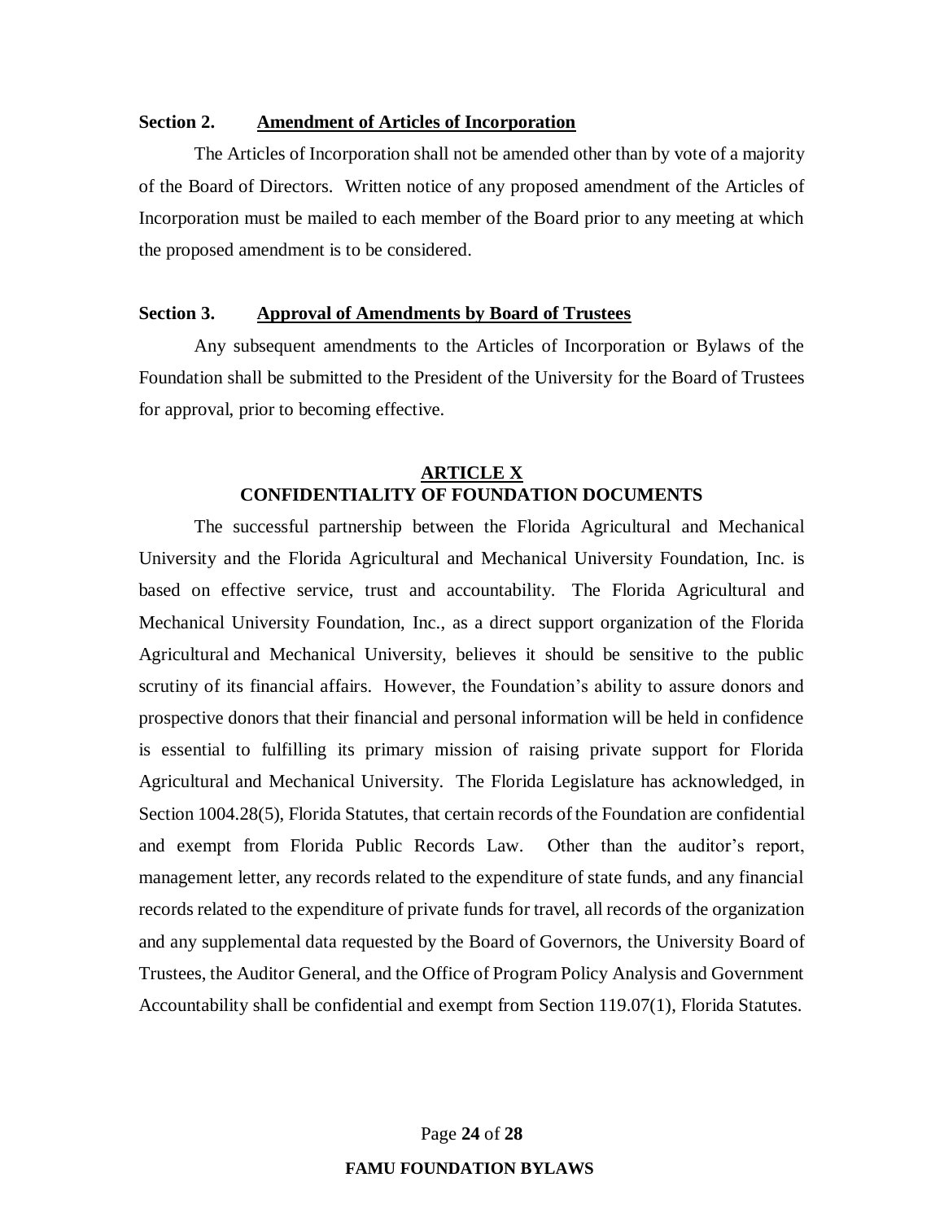**Section 2. Amendment of Articles of Incorporation**

The Articles of Incorporation shall not be amended other than by vote of a majority of the Board of Directors. Written notice of any proposed amendment of the Articles of Incorporation must be mailed to each member of the Board prior to any meeting at which the proposed amendment is to be considered.

**Section 3. Approval of Amendments by Board of Trustees**

Any subsequent amendments to the Articles of Incorporation or Bylaws of the Foundation shall be submitted to the President of the University for the Board of Trustees for approval, prior to becoming effective.

## ARTICLE X
## CONFIDENTIALITY OF FOUNDATION DOCUMENTS

The successful partnership between the Florida Agricultural and Mechanical University and the Florida Agricultural and Mechanical University Foundation, Inc. is based on effective service, trust and accountability. The Florida Agricultural and Mechanical University Foundation, Inc., as a direct support organization of the Florida Agricultural and Mechanical University, believes it should be sensitive to the public scrutiny of its financial affairs. However, the Foundation's ability to assure donors and prospective donors that their financial and personal information will be held in confidence is essential to fulfilling its primary mission of raising private support for Florida Agricultural and Mechanical University. The Florida Legislature has acknowledged, in Section 1004.28(5), Florida Statutes, that certain records of the Foundation are confidential and exempt from Florida Public Records Law. Other than the auditor's report, management letter, any records related to the expenditure of state funds, and any financial records related to the expenditure of private funds for travel, all records of the organization and any supplemental data requested by the Board of Governors, the University Board of Trustees, the Auditor General, and the Office of Program Policy Analysis and Government Accountability shall be confidential and exempt from Section 119.07(1), Florida Statutes.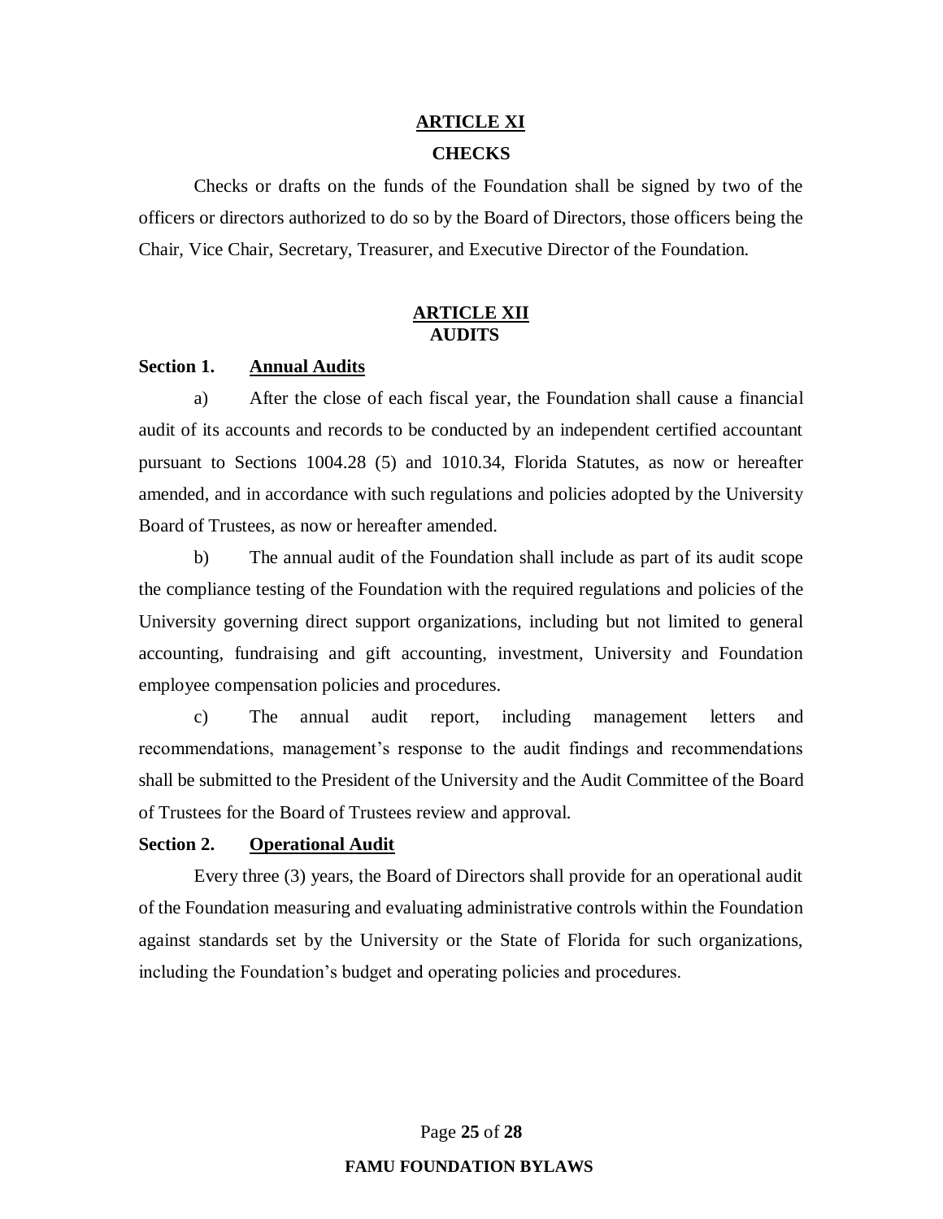## ARTICLE XI

### CHECKS

Checks or drafts on the funds of the Foundation shall be signed by two of the officers or directors authorized to do so by the Board of Directors, those officers being the Chair, Vice Chair, Secretary, Treasurer, and Executive Director of the Foundation.

## ARTICLE XII

### AUDITS

**Section 1. Annual Audits**

a) After the close of each fiscal year, the Foundation shall cause a financial audit of its accounts and records to be conducted by an independent certified accountant pursuant to Sections 1004.28 (5) and 1010.34, Florida Statutes, as now or hereafter amended, and in accordance with such regulations and policies adopted by the University Board of Trustees, as now or hereafter amended.

b) The annual audit of the Foundation shall include as part of its audit scope the compliance testing of the Foundation with the required regulations and policies of the University governing direct support organizations, including but not limited to general accounting, fundraising and gift accounting, investment, University and Foundation employee compensation policies and procedures.

c) The annual audit report, including management letters and recommendations, management's response to the audit findings and recommendations shall be submitted to the President of the University and the Audit Committee of the Board of Trustees for the Board of Trustees review and approval.

**Section 2. Operational Audit**

Every three (3) years, the Board of Directors shall provide for an operational audit of the Foundation measuring and evaluating administrative controls within the Foundation against standards set by the University or the State of Florida for such organizations, including the Foundation's budget and operating policies and procedures.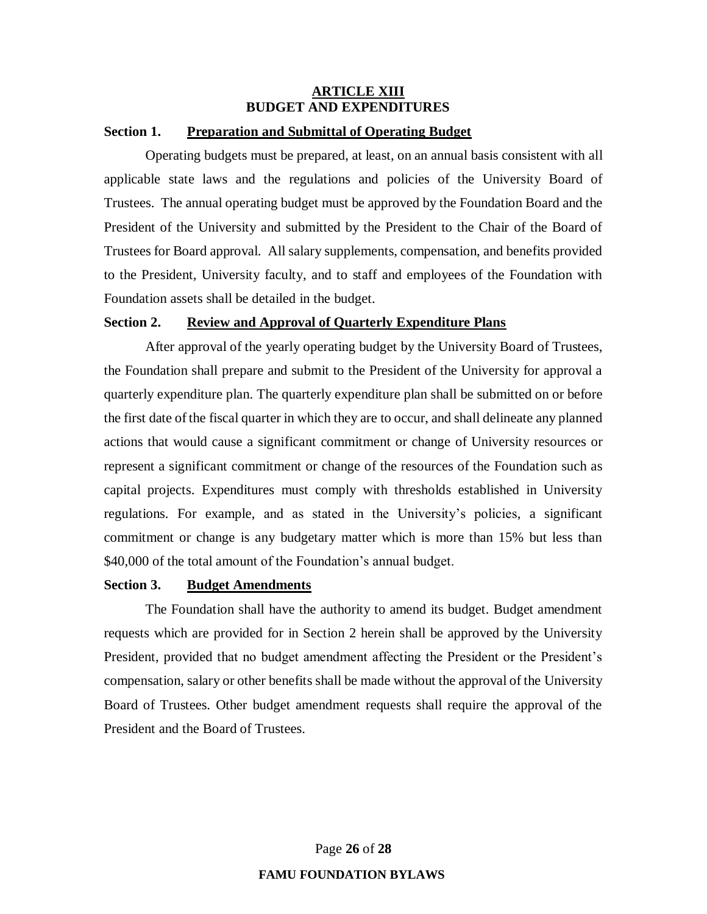## ARTICLE XIII
## BUDGET AND EXPENDITURES

**Section 1. Preparation and Submittal of Operating Budget**

Operating budgets must be prepared, at least, on an annual basis consistent with all applicable state laws and the regulations and policies of the University Board of Trustees. The annual operating budget must be approved by the Foundation Board and the President of the University and submitted by the President to the Chair of the Board of Trustees for Board approval. All salary supplements, compensation, and benefits provided to the President, University faculty, and to staff and employees of the Foundation with Foundation assets shall be detailed in the budget.

**Section 2. Review and Approval of Quarterly Expenditure Plans**

After approval of the yearly operating budget by the University Board of Trustees, the Foundation shall prepare and submit to the President of the University for approval a quarterly expenditure plan. The quarterly expenditure plan shall be submitted on or before the first date of the fiscal quarter in which they are to occur, and shall delineate any planned actions that would cause a significant commitment or change of University resources or represent a significant commitment or change of the resources of the Foundation such as capital projects. Expenditures must comply with thresholds established in University regulations. For example, and as stated in the University's policies, a significant commitment or change is any budgetary matter which is more than 15% but less than $40,000 of the total amount of the Foundation's annual budget.

**Section 3. Budget Amendments**

The Foundation shall have the authority to amend its budget. Budget amendment requests which are provided for in Section 2 herein shall be approved by the University President, provided that no budget amendment affecting the President or the President's compensation, salary or other benefits shall be made without the approval of the University Board of Trustees. Other budget amendment requests shall require the approval of the President and the Board of Trustees.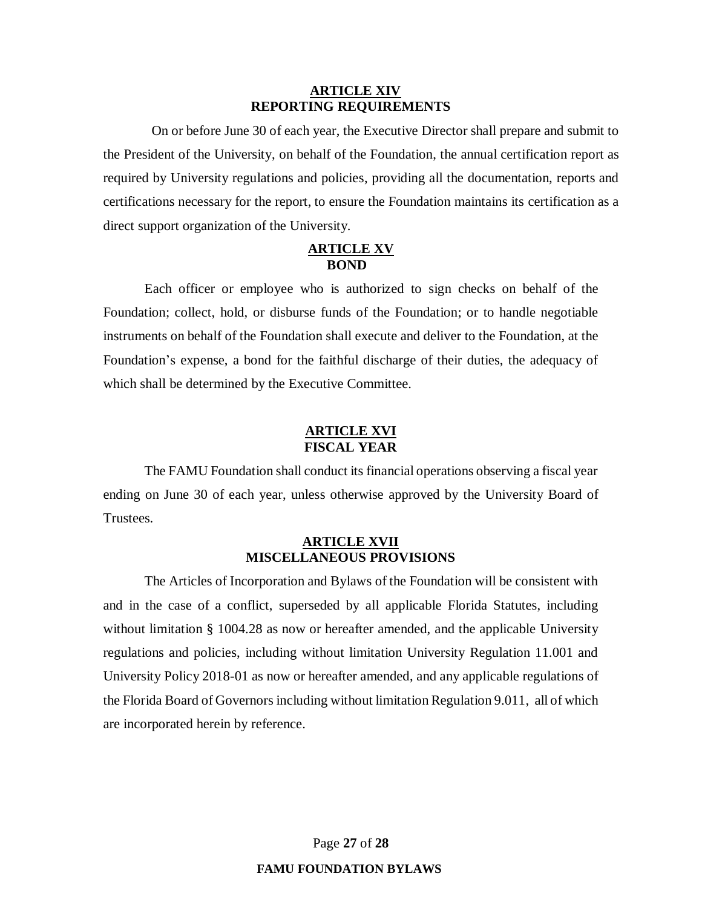## ARTICLE XIV
## REPORTING REQUIREMENTS

On or before June 30 of each year, the Executive Director shall prepare and submit to the President of the University, on behalf of the Foundation, the annual certification report as required by University regulations and policies, providing all the documentation, reports and certifications necessary for the report, to ensure the Foundation maintains its certification as a direct support organization of the University.

## ARTICLE XV
## BOND

Each officer or employee who is authorized to sign checks on behalf of the Foundation; collect, hold, or disburse funds of the Foundation; or to handle negotiable instruments on behalf of the Foundation shall execute and deliver to the Foundation, at the Foundation's expense, a bond for the faithful discharge of their duties, the adequacy of which shall be determined by the Executive Committee.

## ARTICLE XVI
## FISCAL YEAR

The FAMU Foundation shall conduct its financial operations observing a fiscal year ending on June 30 of each year, unless otherwise approved by the University Board of Trustees.

## ARTICLE XVII
## MISCELLANEOUS PROVISIONS

The Articles of Incorporation and Bylaws of the Foundation will be consistent with and in the case of a conflict, superseded by all applicable Florida Statutes, including without limitation § 1004.28 as now or hereafter amended, and the applicable University regulations and policies, including without limitation University Regulation 11.001 and University Policy 2018-01 as now or hereafter amended, and any applicable regulations of the Florida Board of Governors including without limitation Regulation 9.011, all of which are incorporated herein by reference.